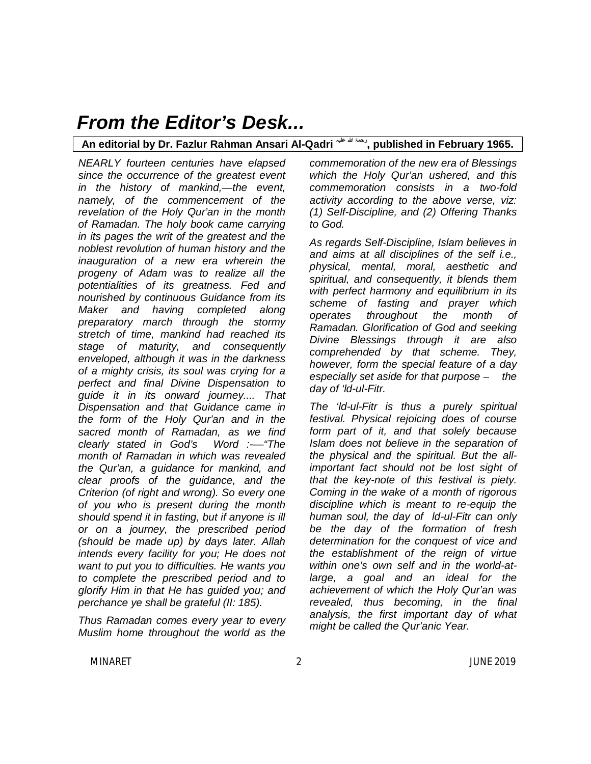# *From the Editor's Desk...*

**An editorial by Dr. Fazlur Rahman Ansari Al-Qadri رحمة الله عليه, published in February 1965.**

*NEARLY fourteen centuries have elapsed since the occurrence of the greatest event in the history of mankind,—the event, namely, of the commencement of the revelation of the Holy Qur'an in the month of Ramadan. The holy book came carrying in its pages the writ of the greatest and the noblest revolution of human history and the inauguration of a new era wherein the progeny of Adam was to realize all the potentialities of its greatness. Fed and nourished by continuous Guidance from its Maker and having completed along preparatory march through the stormy stretch of time, mankind had reached its stage of maturity, and consequently enveloped, although it was in the darkness of a mighty crisis, its soul was crying for a perfect and final Divine Dispensation to guide it in its onward journey.... That Dispensation and that Guidance came in the form of the Holy Qur'an and in the sacred month of Ramadan, as we find clearly stated in God's Word :-—"The month of Ramadan in which was revealed the Qur'an, a guidance for mankind, and clear proofs of the guidance, and the Criterion (of right and wrong). So every one of you who is present during the month should spend it in fasting, but if anyone is ill or on a journey, the prescribed period (should be made up) by days later. Allah intends every facility for you; He does not want to put you to difficulties. He wants you to complete the prescribed period and to glorify Him in that He has guided you; and perchance ye shall be grateful (II: 185).*

*Thus Ramadan comes every year to every Muslim home throughout the world as the commemoration of the new era of Blessings which the Holy Qur'an ushered, and this commemoration consists in a two-fold activity according to the above verse, viz: (1) Self-Discipline, and (2) Offering Thanks to God.*

*As regards Self-Discipline, Islam believes in and aims at all disciplines of the self i.e., physical, mental, moral, aesthetic and spiritual, and consequently, it blends them with perfect harmony and equilibrium in its scheme of fasting and prayer which operates throughout the month of Ramadan. Glorification of God and seeking Divine Blessings through it are also comprehended by that scheme. They, however, form the special feature of a day especially set aside for that purpose – the day of 'Id-ul-Fitr.*

*The 'Id-ul-Fitr is thus a purely spiritual festival. Physical rejoicing does of course form part of it, and that solely because Islam does not believe in the separation of the physical and the spiritual. But the all-important fact should not be lost sight of that the key-note of this festival is piety. Coming in the wake of a month of rigorous discipline which is meant to re-equip the human soul, the day of Id-ul-Fitr can only be the day of the formation of fresh determination for the conquest of vice and the establishment of the reign of virtue within one's own self and in the world-at-large, a goal and an ideal for the achievement of which the Holy Qur'an was revealed, thus becoming, in the final analysis, the first important day of what might be called the Qur'anic Year.*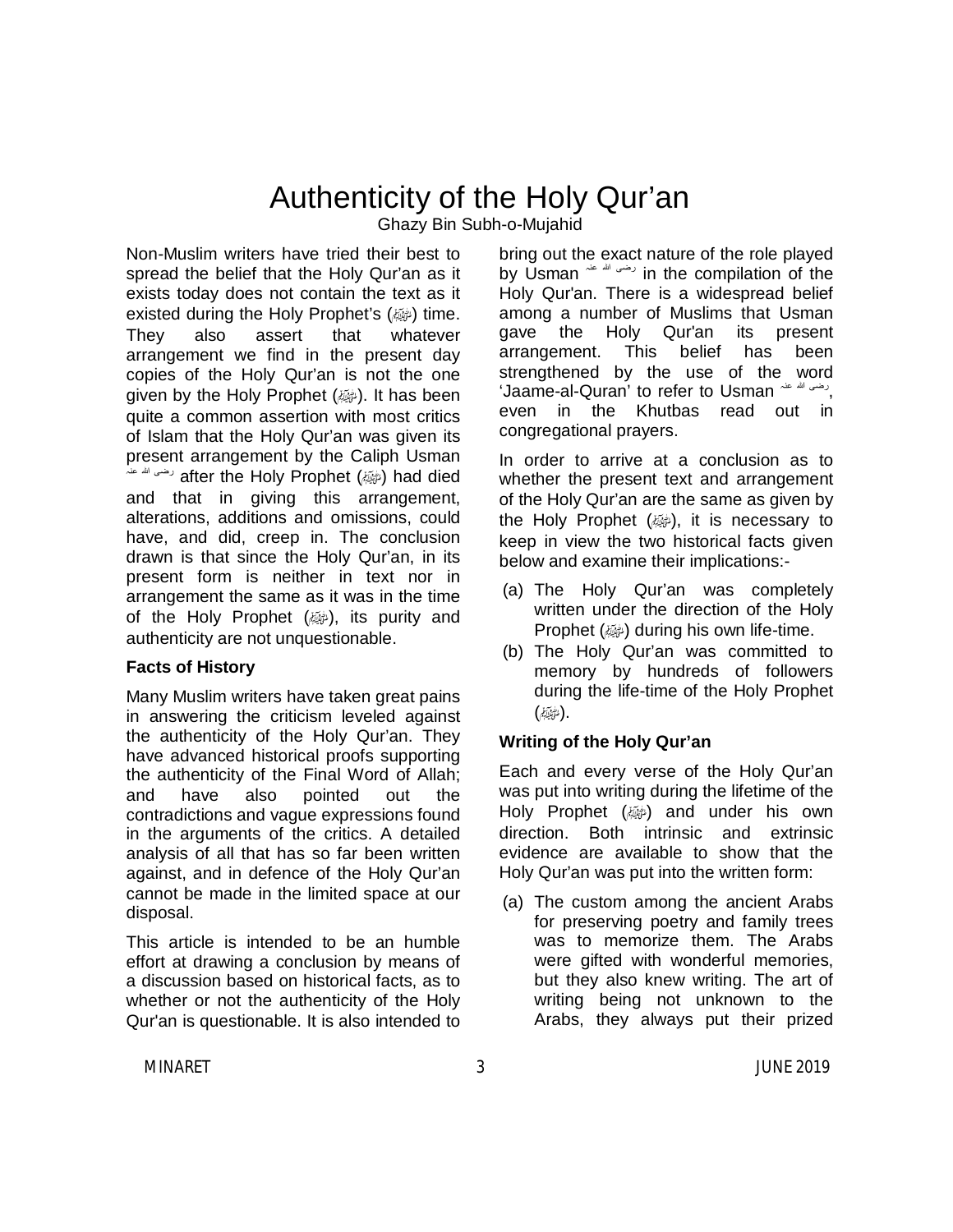# Authenticity of the Holy Qur'an

Ghazy Bin Subh-o-Mujahid

Non-Muslim writers have tried their best to spread the belief that the Holy Qur'an as it exists today does not contain the text as it existed during the Holy Prophet's (ﷺ) time. They also assert that whatever arrangement we find in the present day copies of the Holy Qur'an is not the one given by the Holy Prophet (ﷺ). It has been quite a common assertion with most critics of Islam that the Holy Qur'an was given its present arrangement by the Caliph Usman رضی اللہ عنہ after the Holy Prophet (ﷺ) had died and that in giving this arrangement, alterations, additions and omissions, could have, and did, creep in. The conclusion drawn is that since the Holy Qur'an, in its present form is neither in text nor in arrangement the same as it was in the time of the Holy Prophet (ﷺ), its purity and authenticity are not unquestionable.

### Facts of History

Many Muslim writers have taken great pains in answering the criticism leveled against the authenticity of the Holy Qur'an. They have advanced historical proofs supporting the authenticity of the Final Word of Allah; and have also pointed out the contradictions and vague expressions found in the arguments of the critics. A detailed analysis of all that has so far been written against, and in defence of the Holy Qur'an cannot be made in the limited space at our disposal.

This article is intended to be an humble effort at drawing a conclusion by means of a discussion based on historical facts, as to whether or not the authenticity of the Holy Qur'an is questionable. It is also intended to bring out the exact nature of the role played by Usman رضی اللہ عنہ in the compilation of the Holy Qur'an. There is a widespread belief among a number of Muslims that Usman gave the Holy Qur'an its present arrangement. This belief has been strengthened by the use of the word 'Jaame-al-Quran' to refer to Usman رضی اللہ عنہ, even in the Khutbas read out in congregational prayers.

In order to arrive at a conclusion as to whether the present text and arrangement of the Holy Qur'an are the same as given by the Holy Prophet (ﷺ), it is necessary to keep in view the two historical facts given below and examine their implications:-

(a) The Holy Qur'an was completely written under the direction of the Holy Prophet (ﷺ) during his own life-time.

(b) The Holy Qur'an was committed to memory by hundreds of followers during the life-time of the Holy Prophet (ﷺ).

### Writing of the Holy Qur'an

Each and every verse of the Holy Qur'an was put into writing during the lifetime of the Holy Prophet (ﷺ) and under his own direction. Both intrinsic and extrinsic evidence are available to show that the Holy Qur'an was put into the written form:

(a) The custom among the ancient Arabs for preserving poetry and family trees was to memorize them. The Arabs were gifted with wonderful memories, but they also knew writing. The art of writing being not unknown to the Arabs, they always put their prized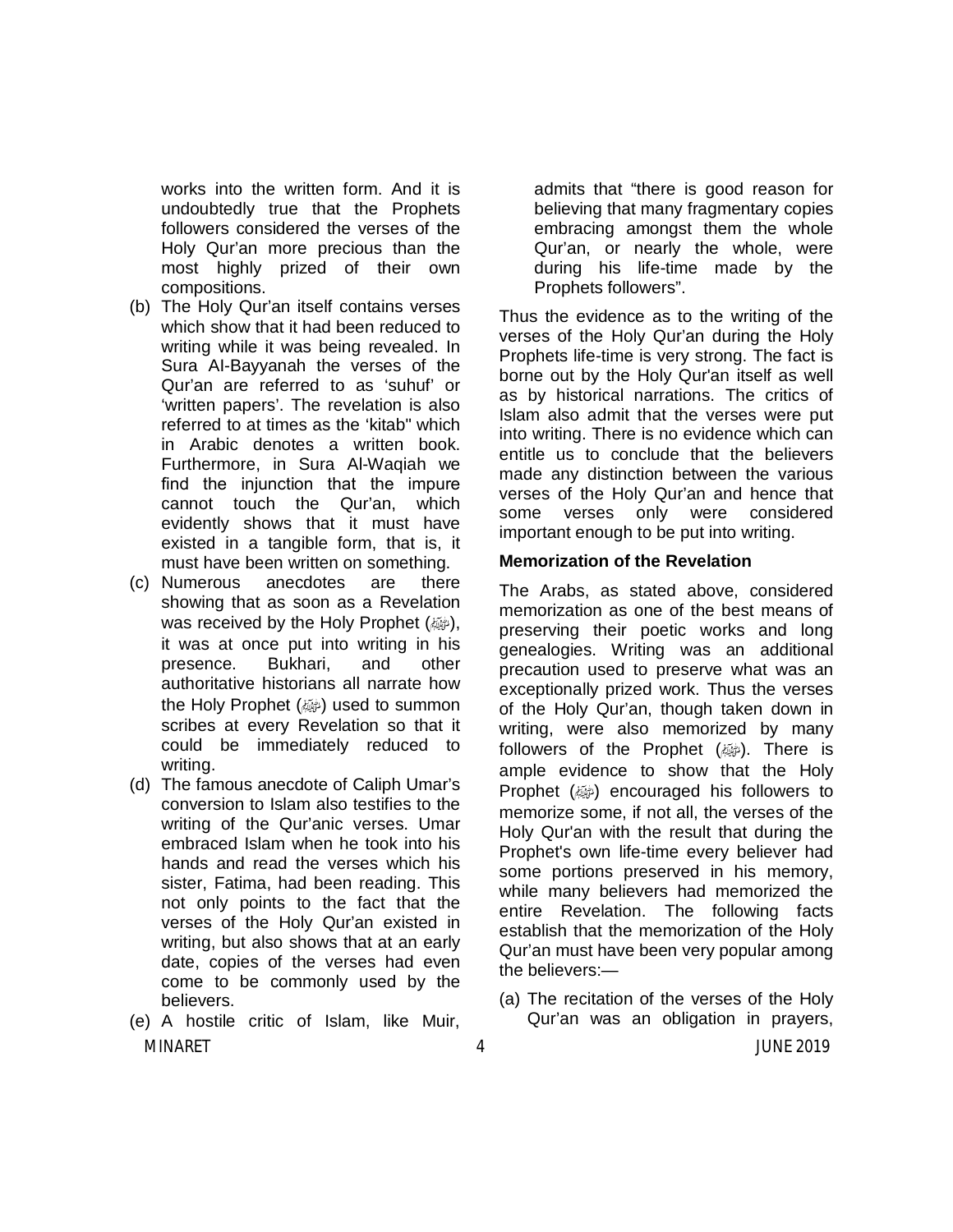works into the written form. And it is undoubtedly true that the Prophets followers considered the verses of the Holy Qur'an more precious than the most highly prized of their own compositions.

(b) The Holy Qur'an itself contains verses which show that it had been reduced to writing while it was being revealed. In Sura Al-Bayyanah the verses of the Qur'an are referred to as 'suhuf' or 'written papers'. The revelation is also referred to at times as the 'kitab" which in Arabic denotes a written book. Furthermore, in Sura Al-Waqiah we find the injunction that the impure cannot touch the Qur'an, which evidently shows that it must have existed in a tangible form, that is, it must have been written on something.

(c) Numerous anecdotes are there showing that as soon as a Revelation was received by the Holy Prophet (ﷺ), it was at once put into writing in his presence. Bukhari, and other authoritative historians all narrate how the Holy Prophet (ﷺ) used to summon scribes at every Revelation so that it could be immediately reduced to writing.

(d) The famous anecdote of Caliph Umar's conversion to Islam also testifies to the writing of the Qur'anic verses. Umar embraced Islam when he took into his hands and read the verses which his sister, Fatima, had been reading. This not only points to the fact that the verses of the Holy Qur'an existed in writing, but also shows that at an early date, copies of the verses had even come to be commonly used by the believers.

(e) A hostile critic of Islam, like Muir, admits that "there is good reason for believing that many fragmentary copies embracing amongst them the whole Qur'an, or nearly the whole, were during his life-time made by the Prophets followers".

Thus the evidence as to the writing of the verses of the Holy Qur'an during the Holy Prophets life-time is very strong. The fact is borne out by the Holy Qur'an itself as well as by historical narrations. The critics of Islam also admit that the verses were put into writing. There is no evidence which can entitle us to conclude that the believers made any distinction between the various verses of the Holy Qur'an and hence that some verses only were considered important enough to be put into writing.

**Memorization of the Revelation**

The Arabs, as stated above, considered memorization as one of the best means of preserving their poetic works and long genealogies. Writing was an additional precaution used to preserve what was an exceptionally prized work. Thus the verses of the Holy Qur'an, though taken down in writing, were also memorized by many followers of the Prophet (ﷺ). There is ample evidence to show that the Holy Prophet (ﷺ) encouraged his followers to memorize some, if not all, the verses of the Holy Qur'an with the result that during the Prophet's own life-time every believer had some portions preserved in his memory, while many believers had memorized the entire Revelation. The following facts establish that the memorization of the Holy Qur'an must have been very popular among the believers:—

(a) The recitation of the verses of the Holy Qur'an was an obligation in prayers,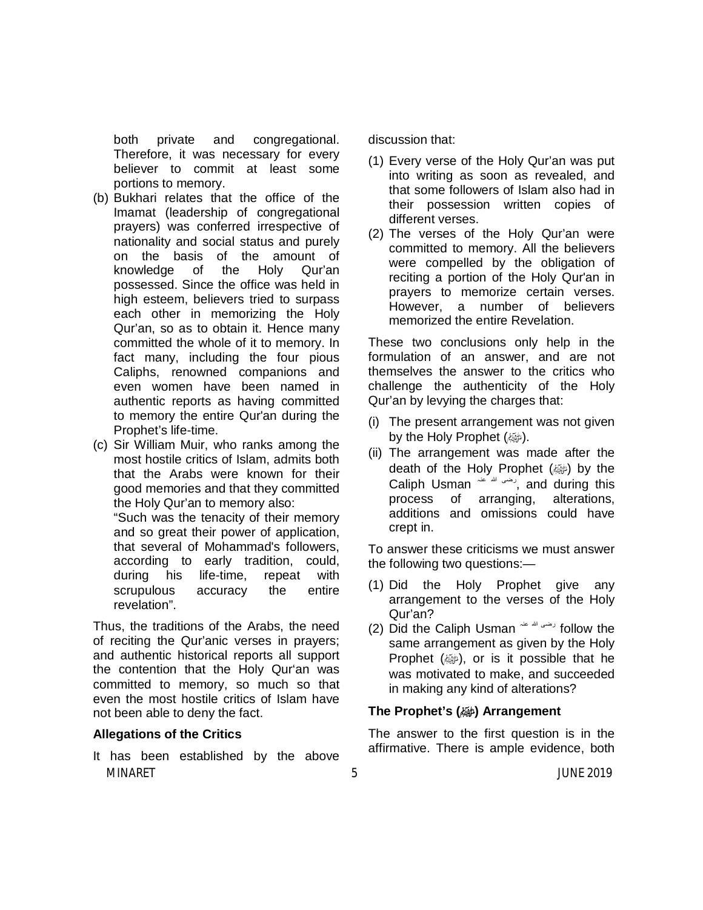both private and congregational. Therefore, it was necessary for every believer to commit at least some portions to memory.

(b) Bukhari relates that the office of the Imamat (leadership of congregational prayers) was conferred irrespective of nationality and social status and purely on the basis of the amount of knowledge of the Holy Qur'an possessed. Since the office was held in high esteem, believers tried to surpass each other in memorizing the Holy Qur'an, so as to obtain it. Hence many committed the whole of it to memory. In fact many, including the four pious Caliphs, renowned companions and even women have been named in authentic reports as having committed to memory the entire Qur'an during the Prophet's life-time.

(c) Sir William Muir, who ranks among the most hostile critics of Islam, admits both that the Arabs were known for their good memories and that they committed the Holy Qur'an to memory also:

"Such was the tenacity of their memory and so great their power of application, that several of Mohammad's followers, according to early tradition, could, during his life-time, repeat with scrupulous accuracy the entire revelation".

Thus, the traditions of the Arabs, the need of reciting the Qur'anic verses in prayers; and authentic historical reports all support the contention that the Holy Qur'an was committed to memory, so much so that even the most hostile critics of Islam have not been able to deny the fact.

**Allegations of the Critics**

It has been established by the above discussion that:

(1) Every verse of the Holy Qur'an was put into writing as soon as revealed, and that some followers of Islam also had in their possession written copies of different verses.

(2) The verses of the Holy Qur'an were committed to memory. All the believers were compelled by the obligation of reciting a portion of the Holy Qur'an in prayers to memorize certain verses. However, a number of believers memorized the entire Revelation.

These two conclusions only help in the formulation of an answer, and are not themselves the answer to the critics who challenge the authenticity of the Holy Qur'an by levying the charges that:

(i) The present arrangement was not given by the Holy Prophet (ﷺ).

(ii) The arrangement was made after the death of the Holy Prophet (ﷺ) by the Caliph Usman رضی اللہ عنہ, and during this process of arranging, alterations, additions and omissions could have crept in.

To answer these criticisms we must answer the following two questions:—

(1) Did the Holy Prophet give any arrangement to the verses of the Holy Qur'an?

(2) Did the Caliph Usman رضی اللہ عنہ follow the same arrangement as given by the Holy Prophet (ﷺ), or is it possible that he was motivated to make, and succeeded in making any kind of alterations?

**The Prophet's (ﷺ) Arrangement**

The answer to the first question is in the affirmative. There is ample evidence, both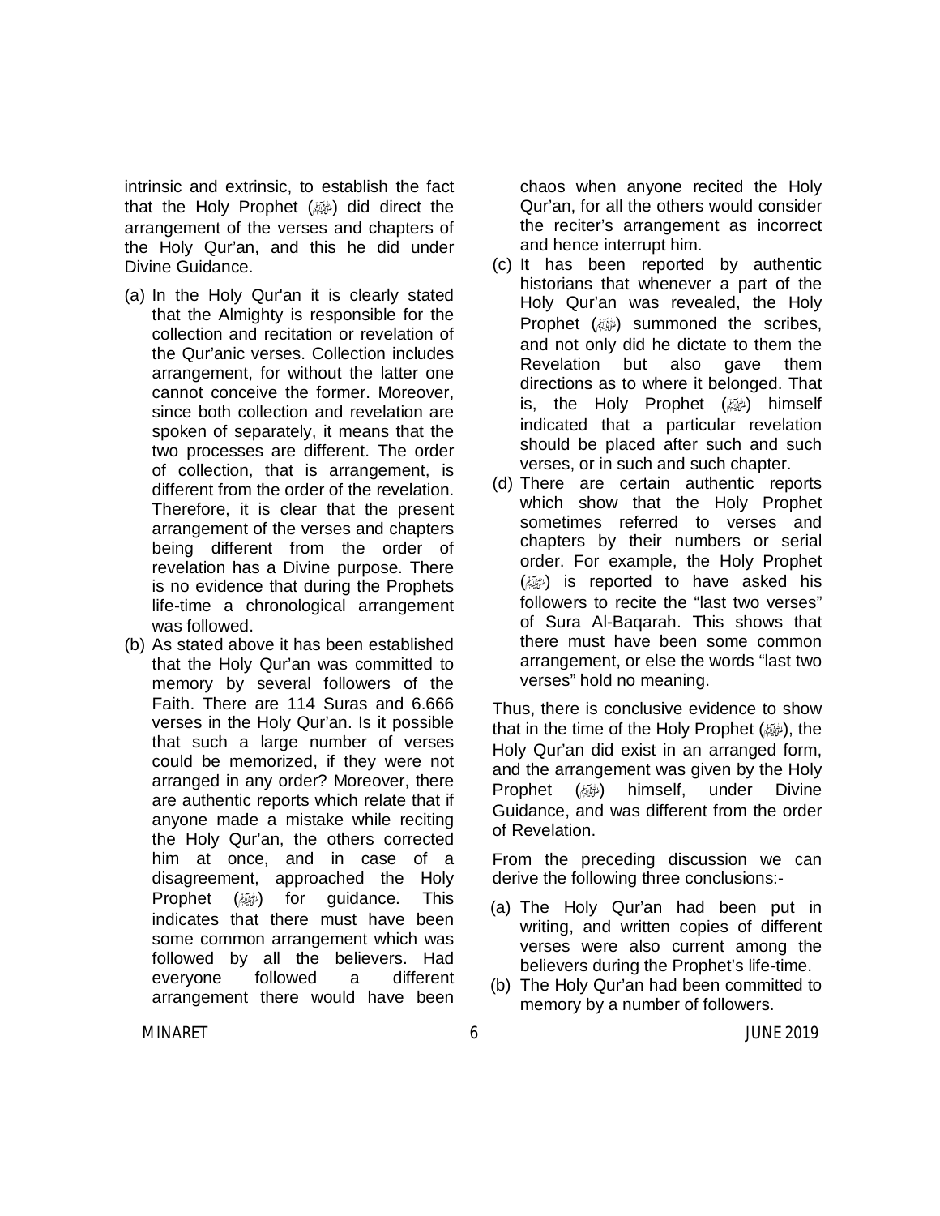intrinsic and extrinsic, to establish the fact that the Holy Prophet (ﷺ) did direct the arrangement of the verses and chapters of the Holy Qur'an, and this he did under Divine Guidance.

(a) In the Holy Qur'an it is clearly stated that the Almighty is responsible for the collection and recitation or revelation of the Qur'anic verses. Collection includes arrangement, for without the latter one cannot conceive the former. Moreover, since both collection and revelation are spoken of separately, it means that the two processes are different. The order of collection, that is arrangement, is different from the order of the revelation. Therefore, it is clear that the present arrangement of the verses and chapters being different from the order of revelation has a Divine purpose. There is no evidence that during the Prophets life-time a chronological arrangement was followed.

(b) As stated above it has been established that the Holy Qur'an was committed to memory by several followers of the Faith. There are 114 Suras and 6.666 verses in the Holy Qur'an. Is it possible that such a large number of verses could be memorized, if they were not arranged in any order? Moreover, there are authentic reports which relate that if anyone made a mistake while reciting the Holy Qur'an, the others corrected him at once, and in case of a disagreement, approached the Holy Prophet (ﷺ) for guidance. This indicates that there must have been some common arrangement which was followed by all the believers. Had everyone followed a different arrangement there would have been chaos when anyone recited the Holy Qur'an, for all the others would consider the reciter's arrangement as incorrect and hence interrupt him.

(c) It has been reported by authentic historians that whenever a part of the Holy Qur'an was revealed, the Holy Prophet (ﷺ) summoned the scribes, and not only did he dictate to them the Revelation but also gave them directions as to where it belonged. That is, the Holy Prophet (ﷺ) himself indicated that a particular revelation should be placed after such and such verses, or in such and such chapter.

(d) There are certain authentic reports which show that the Holy Prophet sometimes referred to verses and chapters by their numbers or serial order. For example, the Holy Prophet (ﷺ) is reported to have asked his followers to recite the "last two verses" of Sura Al-Baqarah. This shows that there must have been some common arrangement, or else the words "last two verses" hold no meaning.

Thus, there is conclusive evidence to show that in the time of the Holy Prophet (ﷺ), the Holy Qur'an did exist in an arranged form, and the arrangement was given by the Holy Prophet (ﷺ) himself, under Divine Guidance, and was different from the order of Revelation.

From the preceding discussion we can derive the following three conclusions:-

(a) The Holy Qur'an had been put in writing, and written copies of different verses were also current among the believers during the Prophet's life-time.

(b) The Holy Qur'an had been committed to memory by a number of followers.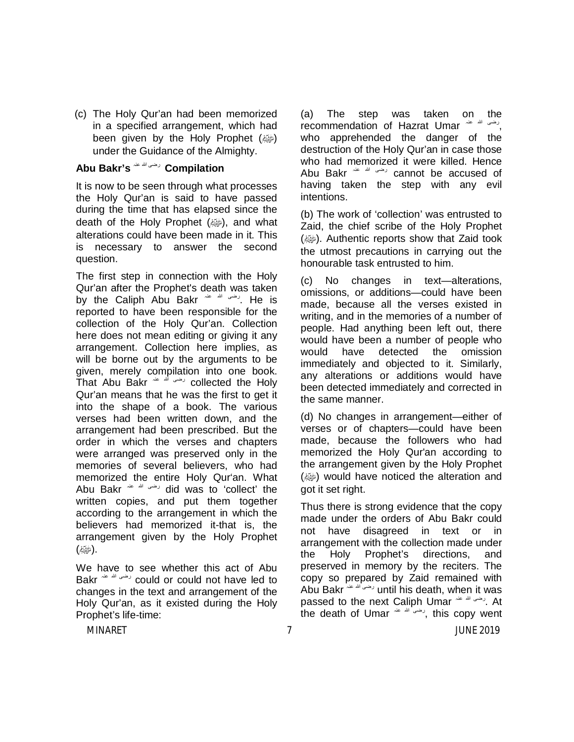(c) The Holy Qur'an had been memorized in a specified arrangement, which had been given by the Holy Prophet (ﷺ) under the Guidance of the Almighty.

**Abu Bakr's رضی اللہ عنہ Compilation**

It is now to be seen through what processes the Holy Qur'an is said to have passed during the time that has elapsed since the death of the Holy Prophet (ﷺ), and what alterations could have been made in it. This is necessary to answer the second question.

The first step in connection with the Holy Qur'an after the Prophet's death was taken by the Caliph Abu Bakr رضی اللہ عنہ. He is reported to have been responsible for the collection of the Holy Qur'an. Collection here does not mean editing or giving it any arrangement. Collection here implies, as will be borne out by the arguments to be given, merely compilation into one book. That Abu Bakr رضی اللہ عنہ collected the Holy Qur'an means that he was the first to get it into the shape of a book. The various verses had been written down, and the arrangement had been prescribed. But the order in which the verses and chapters were arranged was preserved only in the memories of several believers, who had memorized the entire Holy Qur'an. What Abu Bakr رضی اللہ عنہ did was to 'collect' the written copies, and put them together according to the arrangement in which the believers had memorized it-that is, the arrangement given by the Holy Prophet (ﷺ).

We have to see whether this act of Abu Bakr رضی اللہ عنہ could or could not have led to changes in the text and arrangement of the Holy Qur'an, as it existed during the Holy Prophet's life-time:

(a) The step was taken on the recommendation of Hazrat Umar رضی اللہ عنہ, who apprehended the danger of the destruction of the Holy Qur'an in case those who had memorized it were killed. Hence Abu Bakr رضی اللہ عنہ cannot be accused of having taken the step with any evil intentions.

(b) The work of 'collection' was entrusted to Zaid, the chief scribe of the Holy Prophet (ﷺ). Authentic reports show that Zaid took the utmost precautions in carrying out the honourable task entrusted to him.

(c) No changes in text—alterations, omissions, or additions—could have been made, because all the verses existed in writing, and in the memories of a number of people. Had anything been left out, there would have been a number of people who would have detected the omission immediately and objected to it. Similarly, any alterations or additions would have been detected immediately and corrected in the same manner.

(d) No changes in arrangement—either of verses or of chapters—could have been made, because the followers who had memorized the Holy Qur'an according to the arrangement given by the Holy Prophet (ﷺ) would have noticed the alteration and got it set right.

Thus there is strong evidence that the copy made under the orders of Abu Bakr could not have disagreed in text or in arrangement with the collection made under the Holy Prophet's directions, and preserved in memory by the reciters. The copy so prepared by Zaid remained with Abu Bakr رضی اللہ عنہ until his death, when it was passed to the next Caliph Umar رضی اللہ عنہ. At the death of Umar رضی اللہ عنہ, this copy went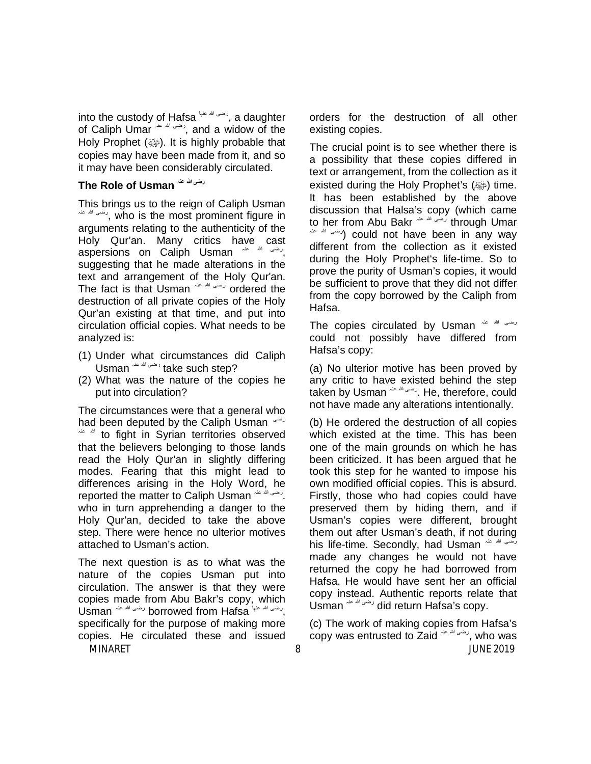into the custody of Hafsa رضی اللہ عنہا, a daughter of Caliph Umar رضی اللہ عنہ, and a widow of the Holy Prophet (ﷺ). It is highly probable that copies may have been made from it, and so it may have been considerably circulated.

### The Role of Usman رضی اللہ عنہ

This brings us to the reign of Caliph Usman رضی اللہ عنہ, who is the most prominent figure in arguments relating to the authenticity of the Holy Qur'an. Many critics have cast aspersions on Caliph Usman رضی اللہ عنہ, suggesting that he made alterations in the text and arrangement of the Holy Qur'an. The fact is that Usman رضی اللہ عنہ ordered the destruction of all private copies of the Holy Qur'an existing at that time, and put into circulation official copies. What needs to be analyzed is:

(1) Under what circumstances did Caliph Usman رضی اللہ عنہ take such step?
(2) What was the nature of the copies he put into circulation?

The circumstances were that a general who had been deputed by the Caliph Usman رضی اللہ عنہ to fight in Syrian territories observed that the believers belonging to those lands read the Holy Qur'an in slightly differing modes. Fearing that this might lead to differences arising in the Holy Word, he reported the matter to Caliph Usman رضی اللہ عنہ. who in turn apprehending a danger to the Holy Qur'an, decided to take the above step. There were hence no ulterior motives attached to Usman's action.

The next question is as to what was the nature of the copies Usman put into circulation. The answer is that they were copies made from Abu Bakr's copy, which Usman رضی اللہ عنہ borrowed from Hafsa رضی اللہ عنہا, specifically for the purpose of making more copies. He circulated these and issued orders for the destruction of all other existing copies.

The crucial point is to see whether there is a possibility that these copies differed in text or arrangement, from the collection as it existed during the Holy Prophet's (ﷺ) time. It has been established by the above discussion that Halsa's copy (which came to her from Abu Bakr رضی اللہ عنہ through Umar رضی اللہ عنہ) could not have been in any way different from the collection as it existed during the Holy Prophet's life-time. So to prove the purity of Usman's copies, it would be sufficient to prove that they did not differ from the copy borrowed by the Caliph from Hafsa.

The copies circulated by Usman رضی اللہ عنہ could not possibly have differed from Hafsa's copy:

(a) No ulterior motive has been proved by any critic to have existed behind the step taken by Usman رضی اللہ عنہ. He, therefore, could not have made any alterations intentionally.

(b) He ordered the destruction of all copies which existed at the time. This has been one of the main grounds on which he has been criticized. It has been argued that he took this step for he wanted to impose his own modified official copies. This is absurd. Firstly, those who had copies could have preserved them by hiding them, and if Usman's copies were different, brought them out after Usman's death, if not during his life-time. Secondly, had Usman رضی اللہ عنہ made any changes he would not have returned the copy he had borrowed from Hafsa. He would have sent her an official copy instead. Authentic reports relate that Usman رضی اللہ عنہ did return Hafsa's copy.

(c) The work of making copies from Hafsa's copy was entrusted to Zaid رضی اللہ عنہ, who was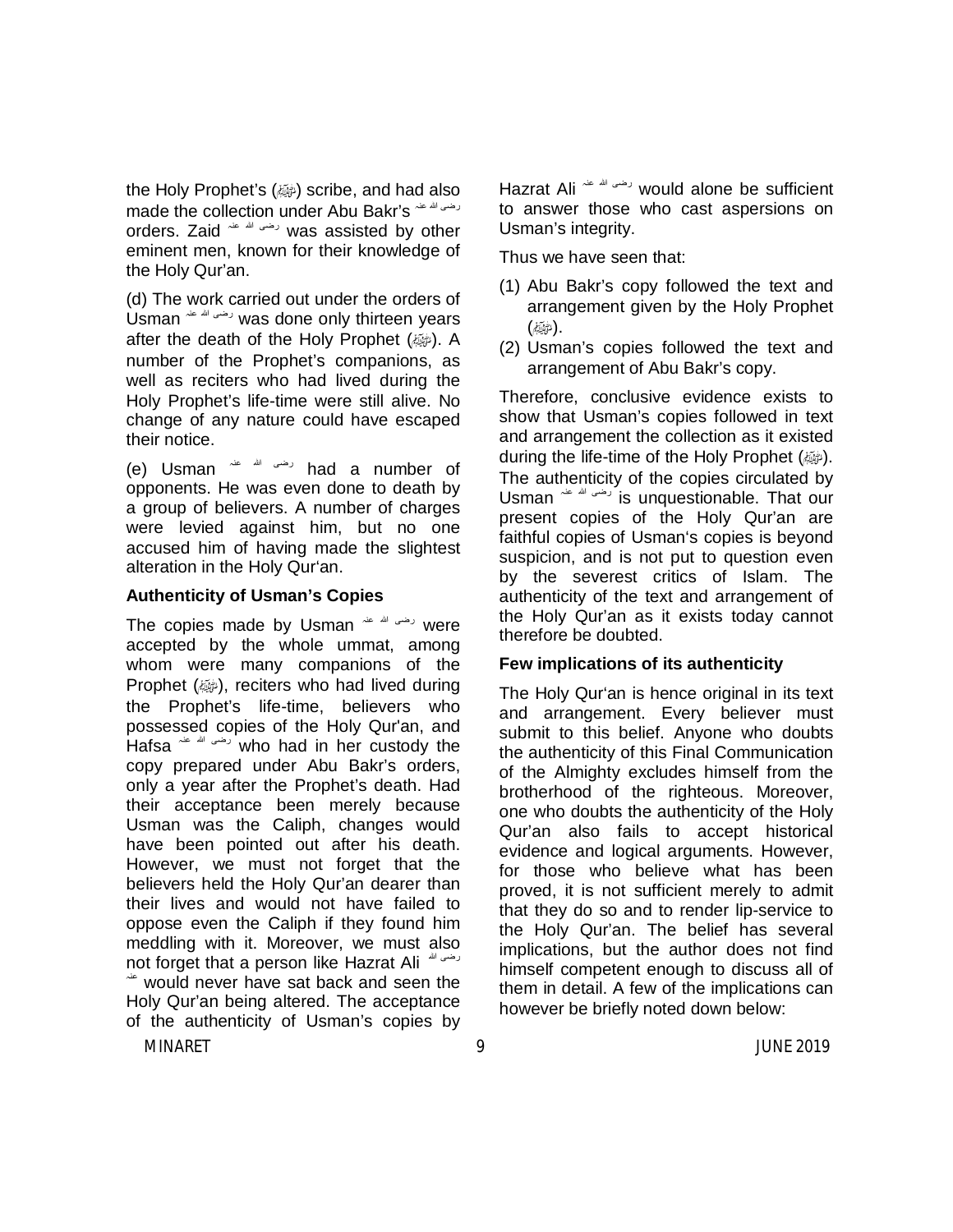the Holy Prophet's (ﷺ) scribe, and had also made the collection under Abu Bakr's رضی اللہ عنہ orders. Zaid رضی اللہ عنہ was assisted by other eminent men, known for their knowledge of the Holy Qur'an.

(d) The work carried out under the orders of Usman رضی اللہ عنہ was done only thirteen years after the death of the Holy Prophet (ﷺ). A number of the Prophet's companions, as well as reciters who had lived during the Holy Prophet's life-time were still alive. No change of any nature could have escaped their notice.

(e) Usman رضی اللہ عنہ had a number of opponents. He was even done to death by a group of believers. A number of charges were levied against him, but no one accused him of having made the slightest alteration in the Holy Qur'an.

**Authenticity of Usman's Copies**

The copies made by Usman رضی اللہ عنہ were accepted by the whole ummat, among whom were many companions of the Prophet (ﷺ), reciters who had lived during the Prophet's life-time, believers who possessed copies of the Holy Qur'an, and Hafsa رضی اللہ عنہ who had in her custody the copy prepared under Abu Bakr's orders, only a year after the Prophet's death. Had their acceptance been merely because Usman was the Caliph, changes would have been pointed out after his death. However, we must not forget that the believers held the Holy Qur'an dearer than their lives and would not have failed to oppose even the Caliph if they found him meddling with it. Moreover, we must also not forget that a person like Hazrat Ali رضی اللہ عنہ would never have sat back and seen the Holy Qur'an being altered. The acceptance of the authenticity of Usman's copies by Hazrat Ali رضی اللہ عنہ would alone be sufficient to answer those who cast aspersions on Usman's integrity.

Thus we have seen that:

(1) Abu Bakr's copy followed the text and arrangement given by the Holy Prophet (ﷺ).
(2) Usman's copies followed the text and arrangement of Abu Bakr's copy.

Therefore, conclusive evidence exists to show that Usman's copies followed in text and arrangement the collection as it existed during the life-time of the Holy Prophet (ﷺ). The authenticity of the copies circulated by Usman رضی اللہ عنہ is unquestionable. That our present copies of the Holy Qur'an are faithful copies of Usman's copies is beyond suspicion, and is not put to question even by the severest critics of Islam. The authenticity of the text and arrangement of the Holy Qur'an as it exists today cannot therefore be doubted.

**Few implications of its authenticity**

The Holy Qur'an is hence original in its text and arrangement. Every believer must submit to this belief. Anyone who doubts the authenticity of this Final Communication of the Almighty excludes himself from the brotherhood of the righteous. Moreover, one who doubts the authenticity of the Holy Qur'an also fails to accept historical evidence and logical arguments. However, for those who believe what has been proved, it is not sufficient merely to admit that they do so and to render lip-service to the Holy Qur'an. The belief has several implications, but the author does not find himself competent enough to discuss all of them in detail. A few of the implications can however be briefly noted down below: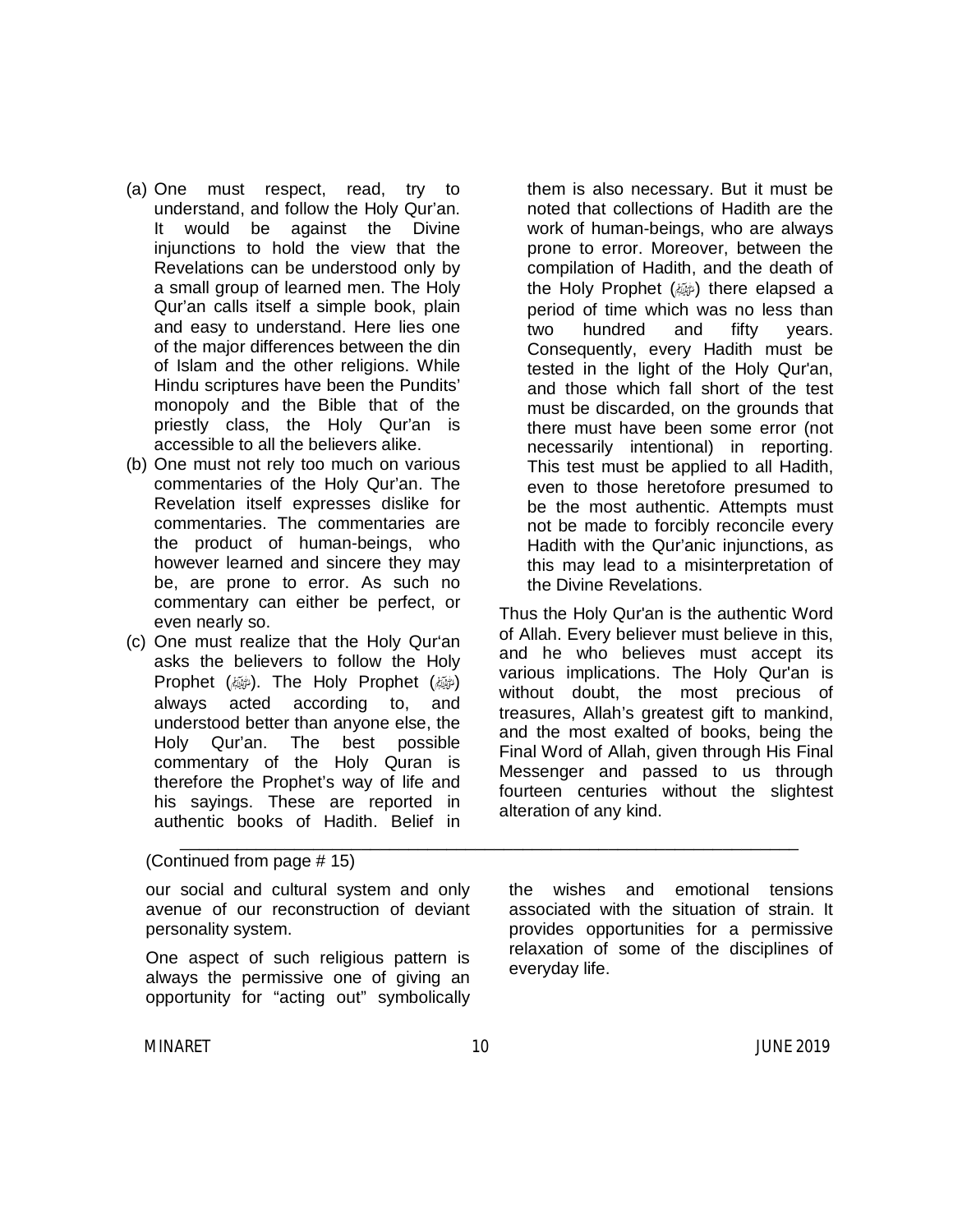(a) One must respect, read, try to understand, and follow the Holy Qur'an. It would be against the Divine injunctions to hold the view that the Revelations can be understood only by a small group of learned men. The Holy Qur'an calls itself a simple book, plain and easy to understand. Here lies one of the major differences between the din of Islam and the other religions. While Hindu scriptures have been the Pundits' monopoly and the Bible that of the priestly class, the Holy Qur'an is accessible to all the believers alike.

(b) One must not rely too much on various commentaries of the Holy Qur'an. The Revelation itself expresses dislike for commentaries. The commentaries are the product of human-beings, who however learned and sincere they may be, are prone to error. As such no commentary can either be perfect, or even nearly so.

(c) One must realize that the Holy Qur'an asks the believers to follow the Holy Prophet (ﷺ). The Holy Prophet (ﷺ) always acted according to, and understood better than anyone else, the Holy Qur'an. The best possible commentary of the Holy Quran is therefore the Prophet's way of life and his sayings. These are reported in authentic books of Hadith. Belief in them is also necessary. But it must be noted that collections of Hadith are the work of human-beings, who are always prone to error. Moreover, between the compilation of Hadith, and the death of the Holy Prophet (ﷺ) there elapsed a period of time which was no less than two hundred and fifty years. Consequently, every Hadith must be tested in the light of the Holy Qur'an, and those which fall short of the test must be discarded, on the grounds that there must have been some error (not necessarily intentional) in reporting. This test must be applied to all Hadith, even to those heretofore presumed to be the most authentic. Attempts must not be made to forcibly reconcile every Hadith with the Qur'anic injunctions, as this may lead to a misinterpretation of the Divine Revelations.

Thus the Holy Qur'an is the authentic Word of Allah. Every believer must believe in this, and he who believes must accept its various implications. The Holy Qur'an is without doubt, the most precious of treasures, Allah's greatest gift to mankind, and the most exalted of books, being the Final Word of Allah, given through His Final Messenger and passed to us through fourteen centuries without the slightest alteration of any kind.

---

(Continued from page # 15)

our social and cultural system and only avenue of our reconstruction of deviant personality system.

One aspect of such religious pattern is always the permissive one of giving an opportunity for "acting out" symbolically the wishes and emotional tensions associated with the situation of strain. It provides opportunities for a permissive relaxation of some of the disciplines of everyday life.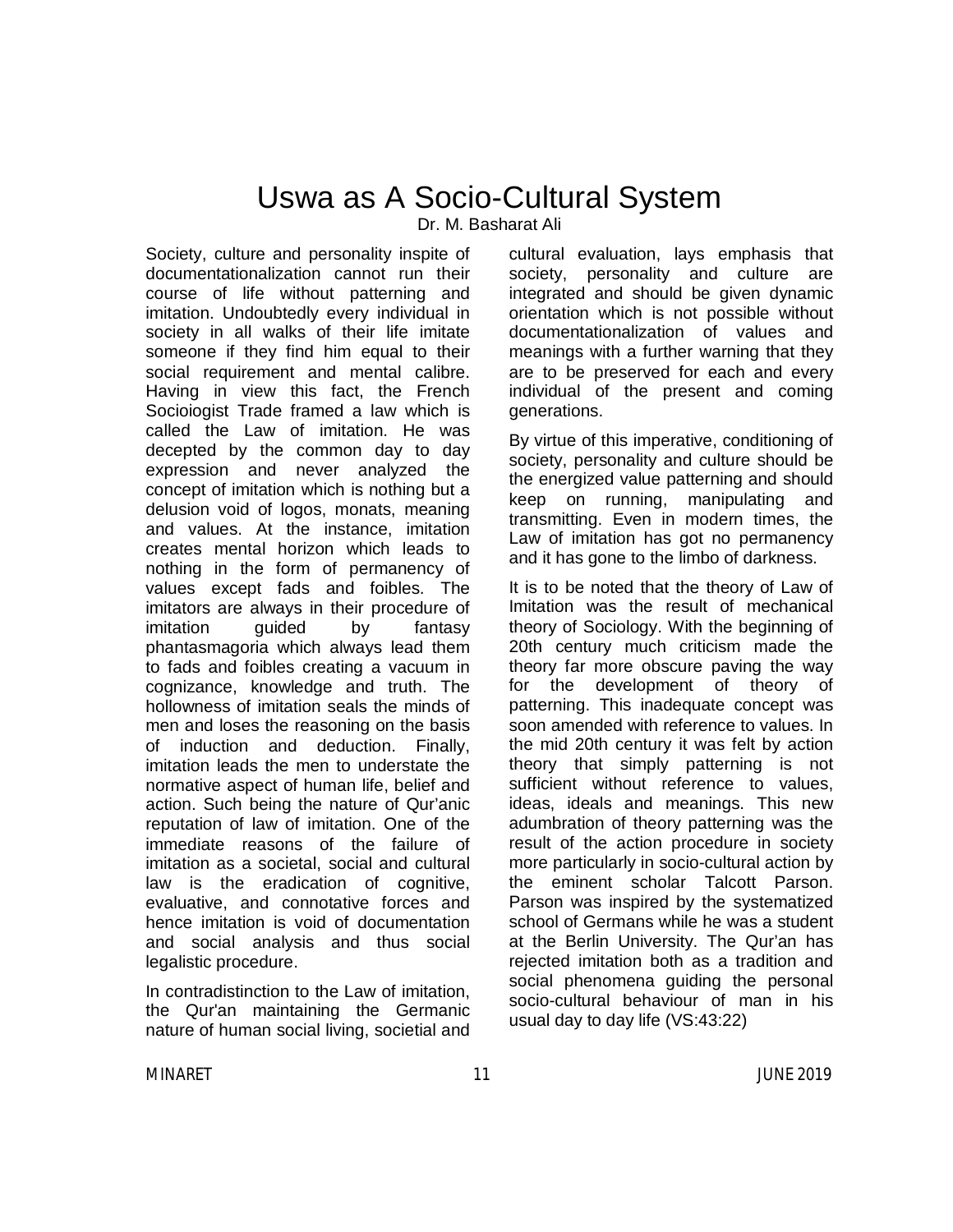# Uswa as A Socio-Cultural System

Dr. M. Basharat Ali

Society, culture and personality inspite of documentationalization cannot run their course of life without patterning and imitation. Undoubtedly every individual in society in all walks of their life imitate someone if they find him equal to their social requirement and mental calibre. Having in view this fact, the French Socioiogist Trade framed a law which is called the Law of imitation. He was decepted by the common day to day expression and never analyzed the concept of imitation which is nothing but a delusion void of logos, monats, meaning and values. At the instance, imitation creates mental horizon which leads to nothing in the form of permanency of values except fads and foibles. The imitators are always in their procedure of imitation guided by fantasy phantasmagoria which always lead them to fads and foibles creating a vacuum in cognizance, knowledge and truth. The hollowness of imitation seals the minds of men and loses the reasoning on the basis of induction and deduction. Finally, imitation leads the men to understate the normative aspect of human life, belief and action. Such being the nature of Qur'anic reputation of law of imitation. One of the immediate reasons of the failure of imitation as a societal, social and cultural law is the eradication of cognitive, evaluative, and connotative forces and hence imitation is void of documentation and social analysis and thus social legalistic procedure.

In contradistinction to the Law of imitation, the Qur'an maintaining the Germanic nature of human social living, societial and cultural evaluation, lays emphasis that society, personality and culture are integrated and should be given dynamic orientation which is not possible without documentationalization of values and meanings with a further warning that they are to be preserved for each and every individual of the present and coming generations.

By virtue of this imperative, conditioning of society, personality and culture should be the energized value patterning and should keep on running, manipulating and transmitting. Even in modern times, the Law of imitation has got no permanency and it has gone to the limbo of darkness.

It is to be noted that the theory of Law of Imitation was the result of mechanical theory of Sociology. With the beginning of 20th century much criticism made the theory far more obscure paving the way for the development of theory of patterning. This inadequate concept was soon amended with reference to values. In the mid 20th century it was felt by action theory that simply patterning is not sufficient without reference to values, ideas, ideals and meanings. This new adumbration of theory patterning was the result of the action procedure in society more particularly in socio-cultural action by the eminent scholar Talcott Parson. Parson was inspired by the systematized school of Germans while he was a student at the Berlin University. The Qur'an has rejected imitation both as a tradition and social phenomena guiding the personal socio-cultural behaviour of man in his usual day to day life (VS:43:22)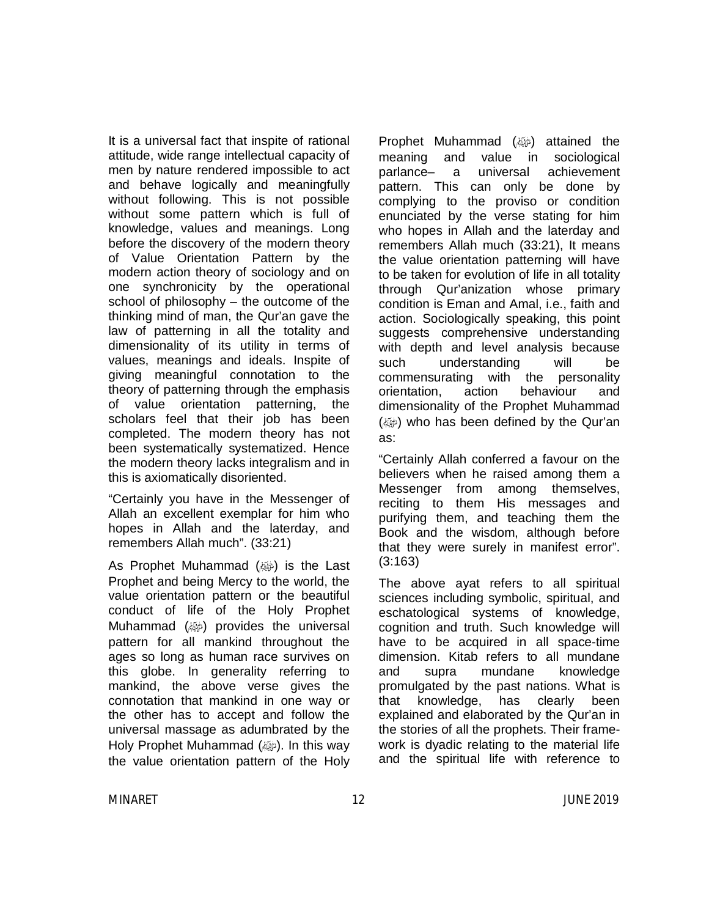It is a universal fact that inspite of rational attitude, wide range intellectual capacity of men by nature rendered impossible to act and behave logically and meaningfully without following. This is not possible without some pattern which is full of knowledge, values and meanings. Long before the discovery of the modern theory of Value Orientation Pattern by the modern action theory of sociology and on one synchronicity by the operational school of philosophy – the outcome of the thinking mind of man, the Qur'an gave the law of patterning in all the totality and dimensionality of its utility in terms of values, meanings and ideals. Inspite of giving meaningful connotation to the theory of patterning through the emphasis of value orientation patterning, the scholars feel that their job has been completed. The modern theory has not been systematically systematized. Hence the modern theory lacks integralism and in this is axiomatically disoriented.

"Certainly you have in the Messenger of Allah an excellent exemplar for him who hopes in Allah and the laterday, and remembers Allah much". (33:21)

As Prophet Muhammad (ﷺ) is the Last Prophet and being Mercy to the world, the value orientation pattern or the beautiful conduct of life of the Holy Prophet Muhammad (ﷺ) provides the universal pattern for all mankind throughout the ages so long as human race survives on this globe. In generality referring to mankind, the above verse gives the connotation that mankind in one way or the other has to accept and follow the universal massage as adumbrated by the Holy Prophet Muhammad (ﷺ). In this way the value orientation pattern of the Holy Prophet Muhammad (ﷺ) attained the meaning and value in sociological parlance– a universal achievement pattern. This can only be done by complying to the proviso or condition enunciated by the verse stating for him who hopes in Allah and the laterday and remembers Allah much (33:21), It means the value orientation patterning will have to be taken for evolution of life in all totality through Qur'anization whose primary condition is Eman and Amal, i.e., faith and action. Sociologically speaking, this point suggests comprehensive understanding with depth and level analysis because such understanding will be commensurating with the personality orientation, action behaviour and dimensionality of the Prophet Muhammad (ﷺ) who has been defined by the Qur'an as:

"Certainly Allah conferred a favour on the believers when he raised among them a Messenger from among themselves, reciting to them His messages and purifying them, and teaching them the Book and the wisdom, although before that they were surely in manifest error". (3:163)

The above ayat refers to all spiritual sciences including symbolic, spiritual, and eschatological systems of knowledge, cognition and truth. Such knowledge will have to be acquired in all space-time dimension. Kitab refers to all mundane and supra mundane knowledge promulgated by the past nations. What is that knowledge, has clearly been explained and elaborated by the Qur'an in the stories of all the prophets. Their frame-work is dyadic relating to the material life and the spiritual life with reference to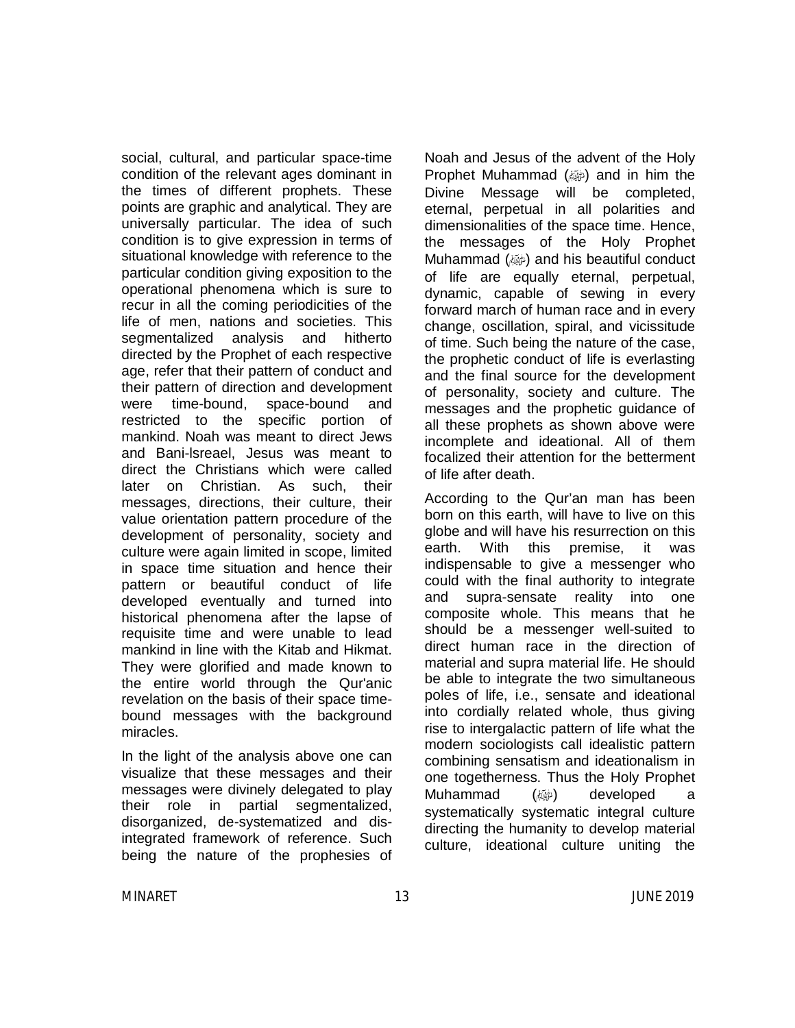social, cultural, and particular space-time condition of the relevant ages dominant in the times of different prophets. These points are graphic and analytical. They are universally particular. The idea of such condition is to give expression in terms of situational knowledge with reference to the particular condition giving exposition to the operational phenomena which is sure to recur in all the coming periodicities of the life of men, nations and societies. This segmentalized analysis and hitherto directed by the Prophet of each respective age, refer that their pattern of conduct and their pattern of direction and development were time-bound, space-bound and restricted to the specific portion of mankind. Noah was meant to direct Jews and Bani-Isreael, Jesus was meant to direct the Christians which were called later on Christian. As such, their messages, directions, their culture, their value orientation pattern procedure of the development of personality, society and culture were again limited in scope, limited in space time situation and hence their pattern or beautiful conduct of life developed eventually and turned into historical phenomena after the lapse of requisite time and were unable to lead mankind in line with the Kitab and Hikmat. They were glorified and made known to the entire world through the Qur'anic revelation on the basis of their space time-bound messages with the background miracles.

In the light of the analysis above one can visualize that these messages and their messages were divinely delegated to play their role in partial segmentalized, disorganized, de-systematized and dis-integrated framework of reference. Such being the nature of the prophesies of Noah and Jesus of the advent of the Holy Prophet Muhammad (ﷺ) and in him the Divine Message will be completed, eternal, perpetual in all polarities and dimensionalities of the space time. Hence, the messages of the Holy Prophet Muhammad (ﷺ) and his beautiful conduct of life are equally eternal, perpetual, dynamic, capable of sewing in every forward march of human race and in every change, oscillation, spiral, and vicissitude of time. Such being the nature of the case, the prophetic conduct of life is everlasting and the final source for the development of personality, society and culture. The messages and the prophetic guidance of all these prophets as shown above were incomplete and ideational. All of them focalized their attention for the betterment of life after death.

According to the Qur'an man has been born on this earth, will have to live on this globe and will have his resurrection on this earth. With this premise, it was indispensable to give a messenger who could with the final authority to integrate and supra-sensate reality into one composite whole. This means that he should be a messenger well-suited to direct human race in the direction of material and supra material life. He should be able to integrate the two simultaneous poles of life, i.e., sensate and ideational into cordially related whole, thus giving rise to intergalactic pattern of life what the modern sociologists call idealistic pattern combining sensatism and ideationalism in one togetherness. Thus the Holy Prophet Muhammad (ﷺ) developed a systematically systematic integral culture directing the humanity to develop material culture, ideational culture uniting the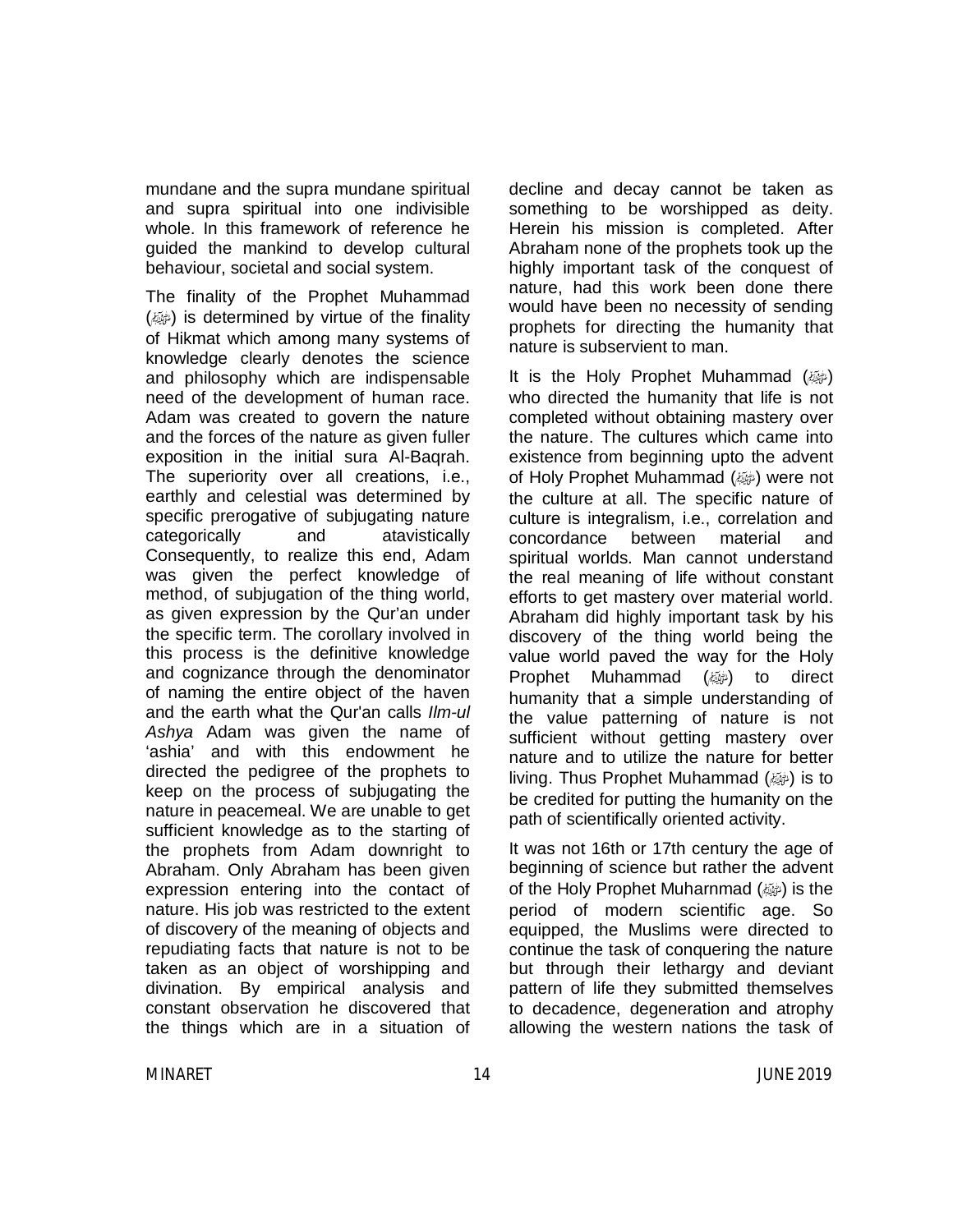mundane and the supra mundane spiritual and supra spiritual into one indivisible whole. In this framework of reference he guided the mankind to develop cultural behaviour, societal and social system.

The finality of the Prophet Muhammad (ﷺ) is determined by virtue of the finality of Hikmat which among many systems of knowledge clearly denotes the science and philosophy which are indispensable need of the development of human race. Adam was created to govern the nature and the forces of the nature as given fuller exposition in the initial sura Al-Baqrah. The superiority over all creations, i.e., earthly and celestial was determined by specific prerogative of subjugating nature categorically and atavistically Consequently, to realize this end, Adam was given the perfect knowledge of method, of subjugation of the thing world, as given expression by the Qur'an under the specific term. The corollary involved in this process is the definitive knowledge and cognizance through the denominator of naming the entire object of the haven and the earth what the Qur'an calls *Ilm-ul Ashya* Adam was given the name of 'ashia' and with this endowment he directed the pedigree of the prophets to keep on the process of subjugating the nature in peacemeal. We are unable to get sufficient knowledge as to the starting of the prophets from Adam downright to Abraham. Only Abraham has been given expression entering into the contact of nature. His job was restricted to the extent of discovery of the meaning of objects and repudiating facts that nature is not to be taken as an object of worshipping and divination. By empirical analysis and constant observation he discovered that the things which are in a situation of decline and decay cannot be taken as something to be worshipped as deity. Herein his mission is completed. After Abraham none of the prophets took up the highly important task of the conquest of nature, had this work been done there would have been no necessity of sending prophets for directing the humanity that nature is subservient to man.

It is the Holy Prophet Muhammad (ﷺ) who directed the humanity that life is not completed without obtaining mastery over the nature. The cultures which came into existence from beginning upto the advent of Holy Prophet Muhammad (ﷺ) were not the culture at all. The specific nature of culture is integralism, i.e., correlation and concordance between material and spiritual worlds. Man cannot understand the real meaning of life without constant efforts to get mastery over material world. Abraham did highly important task by his discovery of the thing world being the value world paved the way for the Holy Prophet Muhammad (ﷺ) to direct humanity that a simple understanding of the value patterning of nature is not sufficient without getting mastery over nature and to utilize the nature for better living. Thus Prophet Muhammad (ﷺ) is to be credited for putting the humanity on the path of scientifically oriented activity.

It was not 16th or 17th century the age of beginning of science but rather the advent of the Holy Prophet Muharnmad (ﷺ) is the period of modern scientific age. So equipped, the Muslims were directed to continue the task of conquering the nature but through their lethargy and deviant pattern of life they submitted themselves to decadence, degeneration and atrophy allowing the western nations the task of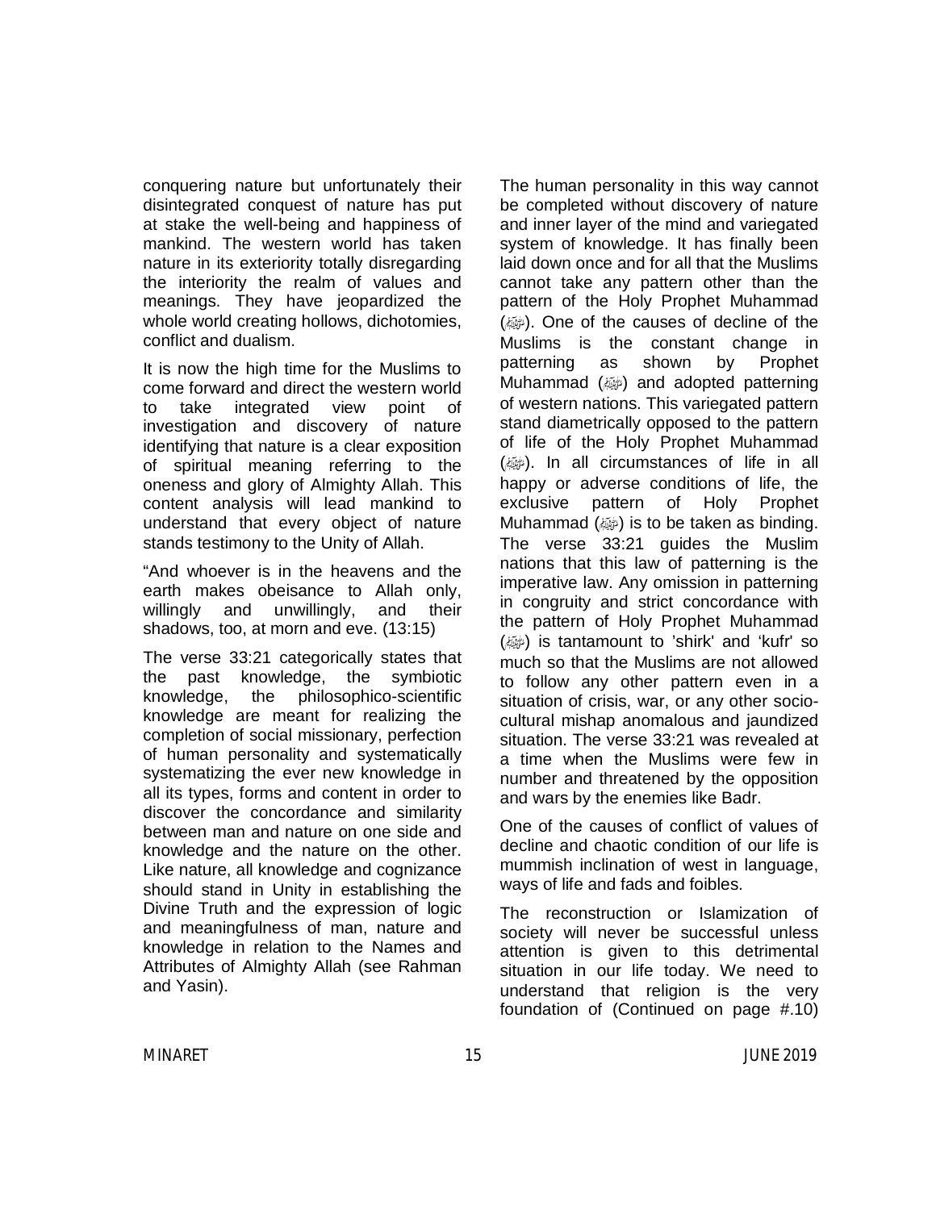conquering nature but unfortunately their disintegrated conquest of nature has put at stake the well-being and happiness of mankind. The western world has taken nature in its exteriority totally disregarding the interiority the realm of values and meanings. They have jeopardized the whole world creating hollows, dichotomies, conflict and dualism.

It is now the high time for the Muslims to come forward and direct the western world to take integrated view point of investigation and discovery of nature identifying that nature is a clear exposition of spiritual meaning referring to the oneness and glory of Almighty Allah. This content analysis will lead mankind to understand that every object of nature stands testimony to the Unity of Allah.

"And whoever is in the heavens and the earth makes obeisance to Allah only, willingly and unwillingly, and their shadows, too, at morn and eve. (13:15)

The verse 33:21 categorically states that the past knowledge, the symbiotic knowledge, the philosophico-scientific knowledge are meant for realizing the completion of social missionary, perfection of human personality and systematically systematizing the ever new knowledge in all its types, forms and content in order to discover the concordance and similarity between man and nature on one side and knowledge and the nature on the other. Like nature, all knowledge and cognizance should stand in Unity in establishing the Divine Truth and the expression of logic and meaningfulness of man, nature and knowledge in relation to the Names and Attributes of Almighty Allah (see Rahman and Yasin).

The human personality in this way cannot be completed without discovery of nature and inner layer of the mind and variegated system of knowledge. It has finally been laid down once and for all that the Muslims cannot take any pattern other than the pattern of the Holy Prophet Muhammad (ﷺ). One of the causes of decline of the Muslims is the constant change in patterning as shown by Prophet Muhammad (ﷺ) and adopted patterning of western nations. This variegated pattern stand diametrically opposed to the pattern of life of the Holy Prophet Muhammad (ﷺ). In all circumstances of life in all happy or adverse conditions of life, the exclusive pattern of Holy Prophet Muhammad (ﷺ) is to be taken as binding. The verse 33:21 guides the Muslim nations that this law of patterning is the imperative law. Any omission in patterning in congruity and strict concordance with the pattern of Holy Prophet Muhammad (ﷺ) is tantamount to 'shirk' and 'kufr' so much so that the Muslims are not allowed to follow any other pattern even in a situation of crisis, war, or any other socio-cultural mishap anomalous and jaundized situation. The verse 33:21 was revealed at a time when the Muslims were few in number and threatened by the opposition and wars by the enemies like Badr.

One of the causes of conflict of values of decline and chaotic condition of our life is mummish inclination of west in language, ways of life and fads and foibles.

The reconstruction or Islamization of society will never be successful unless attention is given to this detrimental situation in our life today. We need to understand that religion is the very foundation of (Continued on page #.10)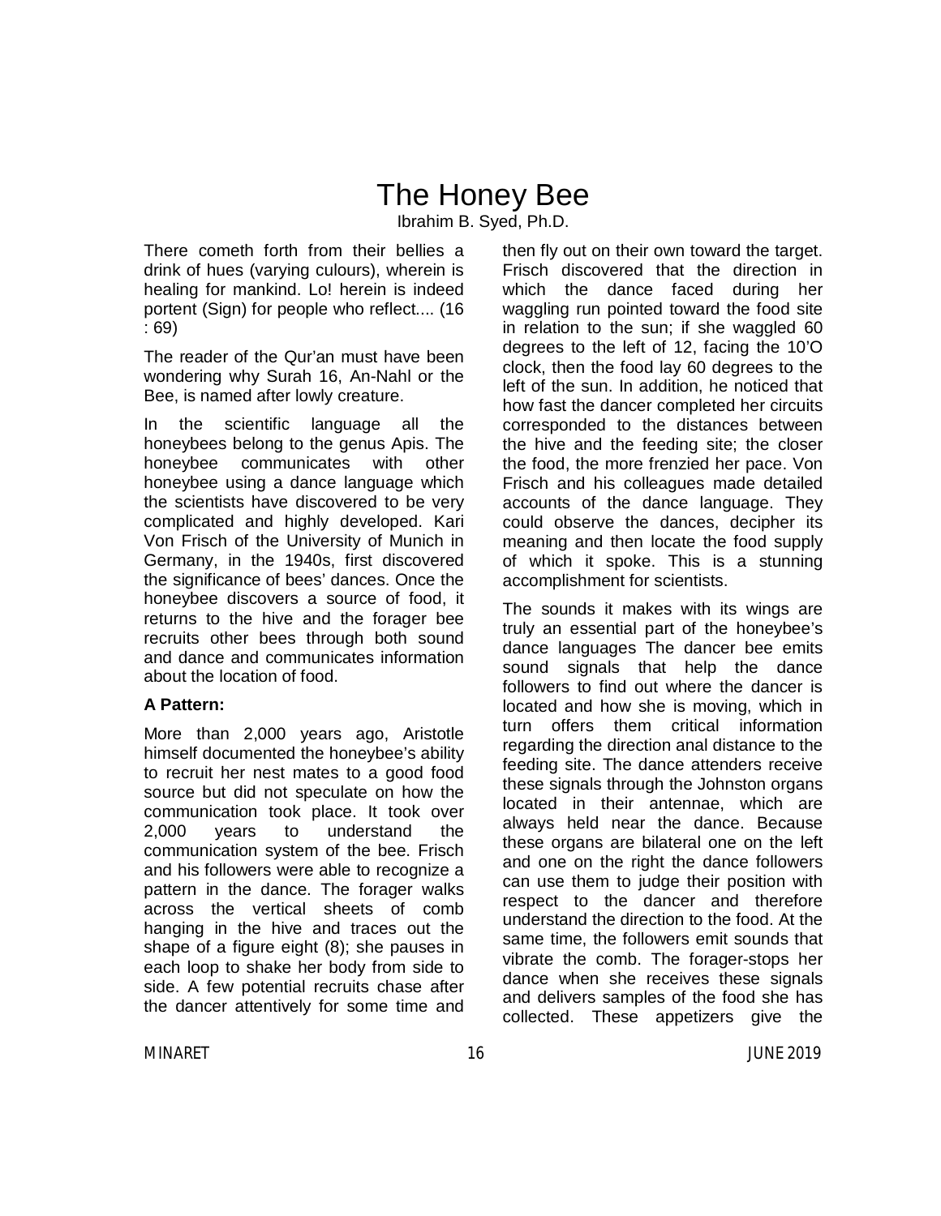# The Honey Bee

Ibrahim B. Syed, Ph.D.

There cometh forth from their bellies a drink of hues (varying culours), wherein is healing for mankind. Lo! herein is indeed portent (Sign) for people who reflect.... (16 : 69)

The reader of the Qur'an must have been wondering why Surah 16, An-Nahl or the Bee, is named after lowly creature.

In the scientific language all the honeybees belong to the genus Apis. The honeybee communicates with other honeybee using a dance language which the scientists have discovered to be very complicated and highly developed. Kari Von Frisch of the University of Munich in Germany, in the 1940s, first discovered the significance of bees' dances. Once the honeybee discovers a source of food, it returns to the hive and the forager bee recruits other bees through both sound and dance and communicates information about the location of food.

**A Pattern:**

More than 2,000 years ago, Aristotle himself documented the honeybee's ability to recruit her nest mates to a good food source but did not speculate on how the communication took place. It took over 2,000 years to understand the communication system of the bee. Frisch and his followers were able to recognize a pattern in the dance. The forager walks across the vertical sheets of comb hanging in the hive and traces out the shape of a figure eight (8); she pauses in each loop to shake her body from side to side. A few potential recruits chase after the dancer attentively for some time and then fly out on their own toward the target. Frisch discovered that the direction in which the dance faced during her waggling run pointed toward the food site in relation to the sun; if she waggled 60 degrees to the left of 12, facing the 10'O clock, then the food lay 60 degrees to the left of the sun. In addition, he noticed that how fast the dancer completed her circuits corresponded to the distances between the hive and the feeding site; the closer the food, the more frenzied her pace. Von Frisch and his colleagues made detailed accounts of the dance language. They could observe the dances, decipher its meaning and then locate the food supply of which it spoke. This is a stunning accomplishment for scientists.

The sounds it makes with its wings are truly an essential part of the honeybee's dance languages The dancer bee emits sound signals that help the dance followers to find out where the dancer is located and how she is moving, which in turn offers them critical information regarding the direction anal distance to the feeding site. The dance attenders receive these signals through the Johnston organs located in their antennae, which are always held near the dance. Because these organs are bilateral one on the left and one on the right the dance followers can use them to judge their position with respect to the dancer and therefore understand the direction to the food. At the same time, the followers emit sounds that vibrate the comb. The forager-stops her dance when she receives these signals and delivers samples of the food she has collected. These appetizers give the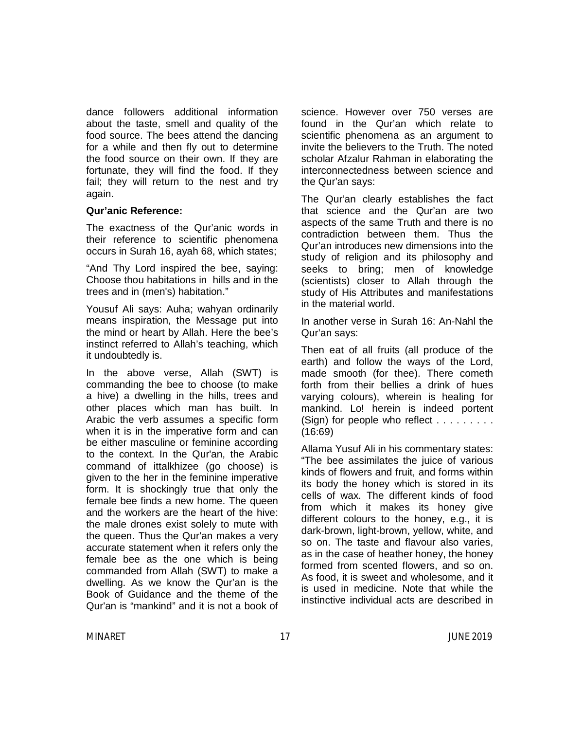dance followers additional information about the taste, smell and quality of the food source. The bees attend the dancing for a while and then fly out to determine the food source on their own. If they are fortunate, they will find the food. If they fail; they will return to the nest and try again.

**Qur'anic Reference:**

The exactness of the Qur'anic words in their reference to scientific phenomena occurs in Surah 16, ayah 68, which states;

"And Thy Lord inspired the bee, saying: Choose thou habitations in hills and in the trees and in (men's) habitation."

Yousuf Ali says: Auha; wahyan ordinarily means inspiration, the Message put into the mind or heart by Allah. Here the bee's instinct referred to Allah's teaching, which it undoubtedly is.

In the above verse, Allah (SWT) is commanding the bee to choose (to make a hive) a dwelling in the hills, trees and other places which man has built. In Arabic the verb assumes a specific form when it is in the imperative form and can be either masculine or feminine according to the context. In the Qur'an, the Arabic command of ittalkhizee (go choose) is given to the her in the feminine imperative form. It is shockingly true that only the female bee finds a new home. The queen and the workers are the heart of the hive: the male drones exist solely to mute with the queen. Thus the Qur'an makes a very accurate statement when it refers only the female bee as the one which is being commanded from Allah (SWT) to make a dwelling. As we know the Qur'an is the Book of Guidance and the theme of the Qur'an is "mankind" and it is not a book of science. However over 750 verses are found in the Qur'an which relate to scientific phenomena as an argument to invite the believers to the Truth. The noted scholar Afzalur Rahman in elaborating the interconnectedness between science and the Qur'an says:

The Qur'an clearly establishes the fact that science and the Qur'an are two aspects of the same Truth and there is no contradiction between them. Thus the Qur'an introduces new dimensions into the study of religion and its philosophy and seeks to bring; men of knowledge (scientists) closer to Allah through the study of His Attributes and manifestations in the material world.

In another verse in Surah 16: An-Nahl the Qur'an says:

Then eat of all fruits (all produce of the earth) and follow the ways of the Lord, made smooth (for thee). There cometh forth from their bellies a drink of hues varying colours), wherein is healing for mankind. Lo! herein is indeed portent (Sign) for people who reflect . . . . . . . . . (16:69)

Allama Yusuf Ali in his commentary states: "The bee assimilates the juice of various kinds of flowers and fruit, and forms within its body the honey which is stored in its cells of wax. The different kinds of food from which it makes its honey give different colours to the honey, e.g., it is dark-brown, light-brown, yellow, white, and so on. The taste and flavour also varies, as in the case of heather honey, the honey formed from scented flowers, and so on. As food, it is sweet and wholesome, and it is used in medicine. Note that while the instinctive individual acts are described in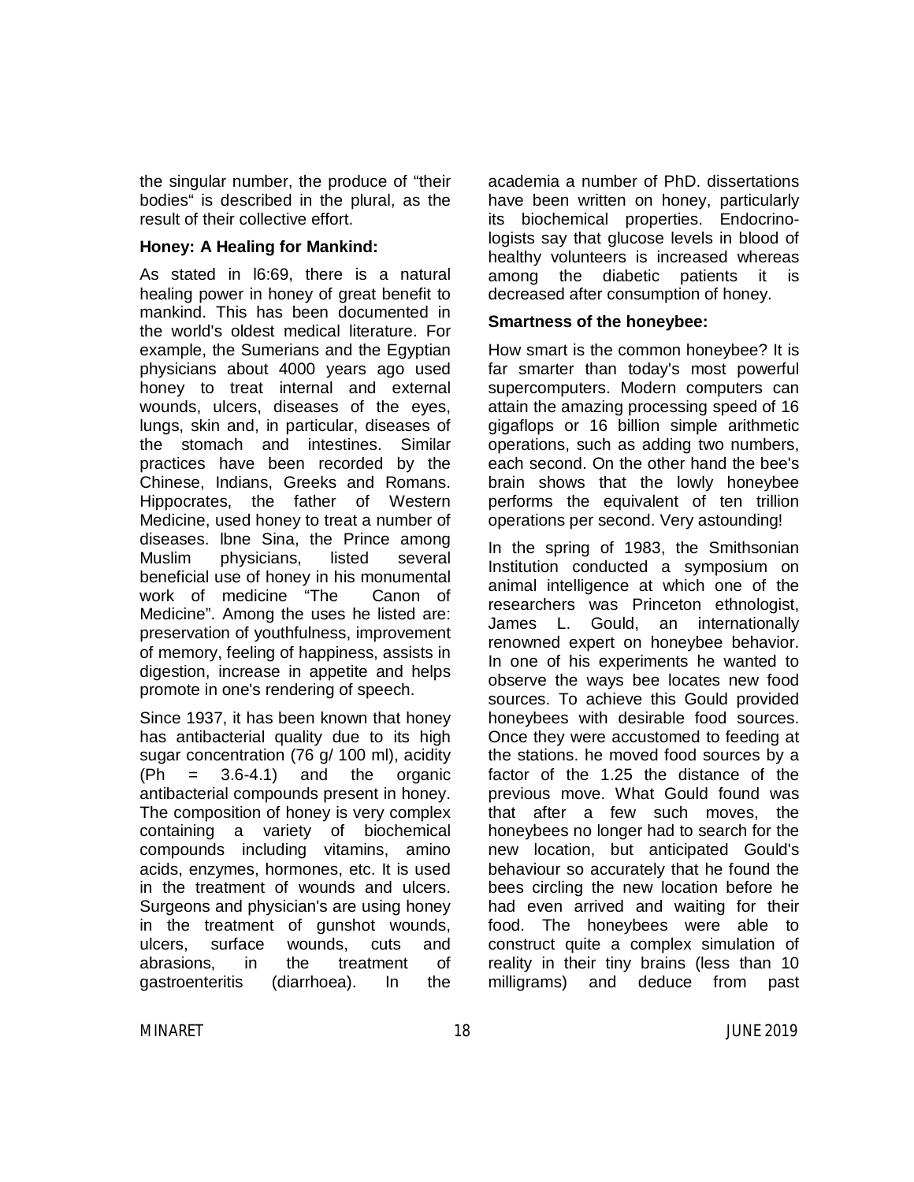the singular number, the produce of "their bodies" is described in the plural, as the result of their collective effort.

**Honey: A Healing for Mankind:**

As stated in l6:69, there is a natural healing power in honey of great benefit to mankind. This has been documented in the world's oldest medical literature. For example, the Sumerians and the Egyptian physicians about 4000 years ago used honey to treat internal and external wounds, ulcers, diseases of the eyes, lungs, skin and, in particular, diseases of the stomach and intestines. Similar practices have been recorded by the Chinese, Indians, Greeks and Romans. Hippocrates, the father of Western Medicine, used honey to treat a number of diseases. lbne Sina, the Prince among Muslim physicians, listed several beneficial use of honey in his monumental work of medicine "The Canon of Medicine". Among the uses he listed are: preservation of youthfulness, improvement of memory, feeling of happiness, assists in digestion, increase in appetite and helps promote in one's rendering of speech.

Since 1937, it has been known that honey has antibacterial quality due to its high sugar concentration (76 g/ 100 ml), acidity (Ph = 3.6-4.1) and the organic antibacterial compounds present in honey. The composition of honey is very complex containing a variety of biochemical compounds including vitamins, amino acids, enzymes, hormones, etc. It is used in the treatment of wounds and ulcers. Surgeons and physician's are using honey in the treatment of gunshot wounds, ulcers, surface wounds, cuts and abrasions, in the treatment of gastroenteritis (diarrhoea). In the academia a number of PhD. dissertations have been written on honey, particularly its biochemical properties. Endocrinologists say that glucose levels in blood of healthy volunteers is increased whereas among the diabetic patients it is decreased after consumption of honey.

**Smartness of the honeybee:**

How smart is the common honeybee? It is far smarter than today's most powerful supercomputers. Modern computers can attain the amazing processing speed of 16 gigaflops or 16 billion simple arithmetic operations, such as adding two numbers, each second. On the other hand the bee's brain shows that the lowly honeybee performs the equivalent of ten trillion operations per second. Very astounding!

In the spring of 1983, the Smithsonian Institution conducted a symposium on animal intelligence at which one of the researchers was Princeton ethnologist, James L. Gould, an internationally renowned expert on honeybee behavior. In one of his experiments he wanted to observe the ways bee locates new food sources. To achieve this Gould provided honeybees with desirable food sources. Once they were accustomed to feeding at the stations. he moved food sources by a factor of the 1.25 the distance of the previous move. What Gould found was that after a few such moves, the honeybees no longer had to search for the new location, but anticipated Gould's behaviour so accurately that he found the bees circling the new location before he had even arrived and waiting for their food. The honeybees were able to construct quite a complex simulation of reality in their tiny brains (less than 10 milligrams) and deduce from past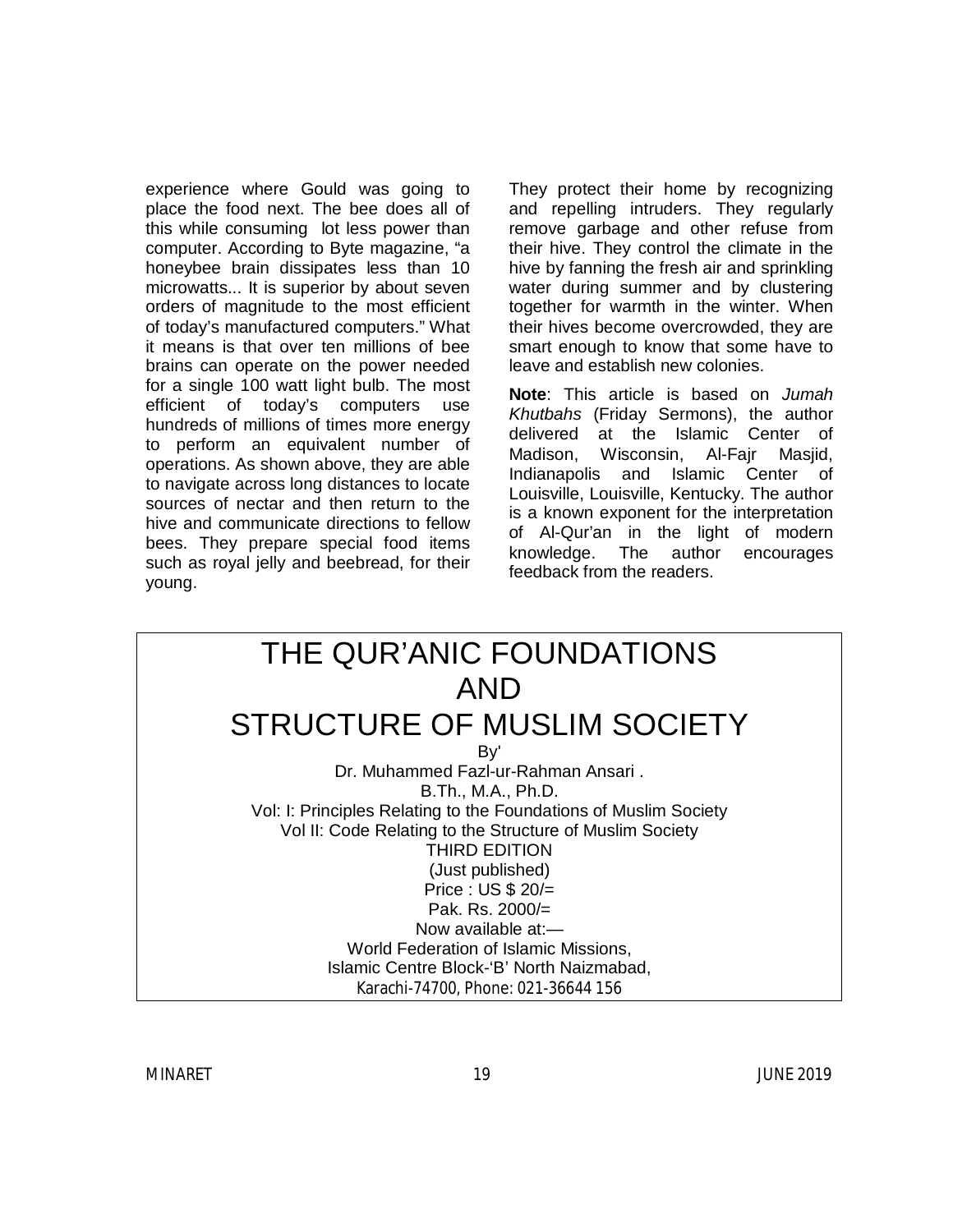experience where Gould was going to place the food next. The bee does all of this while consuming lot less power than computer. According to Byte magazine, "a honeybee brain dissipates less than 10 microwatts... It is superior by about seven orders of magnitude to the most efficient of today's manufactured computers." What it means is that over ten millions of bee brains can operate on the power needed for a single 100 watt light bulb. The most efficient of today's computers use hundreds of millions of times more energy to perform an equivalent number of operations. As shown above, they are able to navigate across long distances to locate sources of nectar and then return to the hive and communicate directions to fellow bees. They prepare special food items such as royal jelly and beebread, for their young.

They protect their home by recognizing and repelling intruders. They regularly remove garbage and other refuse from their hive. They control the climate in the hive by fanning the fresh air and sprinkling water during summer and by clustering together for warmth in the winter. When their hives become overcrowded, they are smart enough to know that some have to leave and establish new colonies.

**Note**: This article is based on *Jumah Khutbahs* (Friday Sermons), the author delivered at the Islamic Center of Madison, Wisconsin, Al-Fajr Masjid, Indianapolis and Islamic Center of Louisville, Louisville, Kentucky. The author is a known exponent for the interpretation of Al-Qur'an in the light of modern knowledge. The author encourages feedback from the readers.

# THE QUR'ANIC FOUNDATIONS AND STRUCTURE OF MUSLIM SOCIETY

By'

Dr. Muhammed Fazl-ur-Rahman Ansari .

B.Th., M.A., Ph.D.

Vol: I: Principles Relating to the Foundations of Muslim Society

Vol II: Code Relating to the Structure of Muslim Society

THIRD EDITION

(Just published)

Price : US $ 20/=

Pak. Rs. 2000/=

Now available at:—

World Federation of Islamic Missions,

Islamic Centre Block-'B' North Naizmabad,

Karachi-74700, Phone: 021-36644 156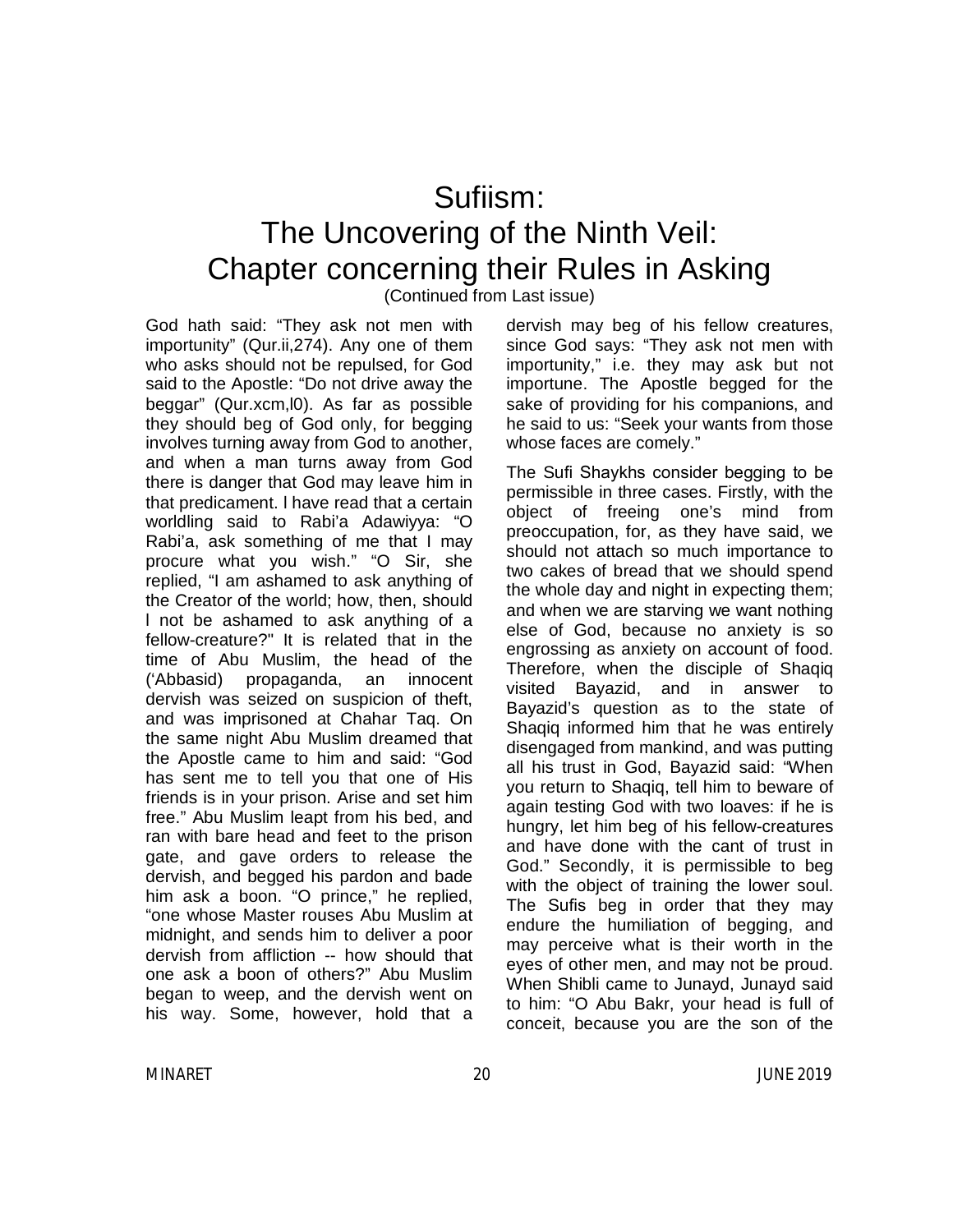# Sufiism: The Uncovering of the Ninth Veil: Chapter concerning their Rules in Asking

(Continued from Last issue)

God hath said: "They ask not men with importunity" (Qur.ii,274). Any one of them who asks should not be repulsed, for God said to the Apostle: "Do not drive away the beggar" (Qur.xcm,l0). As far as possible they should beg of God only, for begging involves turning away from God to another, and when a man turns away from God there is danger that God may leave him in that predicament. l have read that a certain worldling said to Rabi'a Adawiyya: "O Rabi'a, ask something of me that I may procure what you wish." "O Sir, she replied, "I am ashamed to ask anything of the Creator of the world; how, then, should l not be ashamed to ask anything of a fellow-creature?" It is related that in the time of Abu Muslim, the head of the ('Abbasid) propaganda, an innocent dervish was seized on suspicion of theft, and was imprisoned at Chahar Taq. On the same night Abu Muslim dreamed that the Apostle came to him and said: "God has sent me to tell you that one of His friends is in your prison. Arise and set him free." Abu Muslim leapt from his bed, and ran with bare head and feet to the prison gate, and gave orders to release the dervish, and begged his pardon and bade him ask a boon. "O prince," he replied, "one whose Master rouses Abu Muslim at midnight, and sends him to deliver a poor dervish from affliction -- how should that one ask a boon of others?" Abu Muslim began to weep, and the dervish went on his way. Some, however, hold that a dervish may beg of his fellow creatures, since God says: "They ask not men with importunity," i.e. they may ask but not importune. The Apostle begged for the sake of providing for his companions, and he said to us: "Seek your wants from those whose faces are comely."

The Sufi Shaykhs consider begging to be permissible in three cases. Firstly, with the object of freeing one's mind from preoccupation, for, as they have said, we should not attach so much importance to two cakes of bread that we should spend the whole day and night in expecting them; and when we are starving we want nothing else of God, because no anxiety is so engrossing as anxiety on account of food. Therefore, when the disciple of Shaqiq visited Bayazid, and in answer to Bayazid's question as to the state of Shaqiq informed him that he was entirely disengaged from mankind, and was putting all his trust in God, Bayazid said: "When you return to Shaqiq, tell him to beware of again testing God with two loaves: if he is hungry, let him beg of his fellow-creatures and have done with the cant of trust in God." Secondly, it is permissible to beg with the object of training the lower soul. The Sufis beg in order that they may endure the humiliation of begging, and may perceive what is their worth in the eyes of other men, and may not be proud. When Shibli came to Junayd, Junayd said to him: "O Abu Bakr, your head is full of conceit, because you are the son of the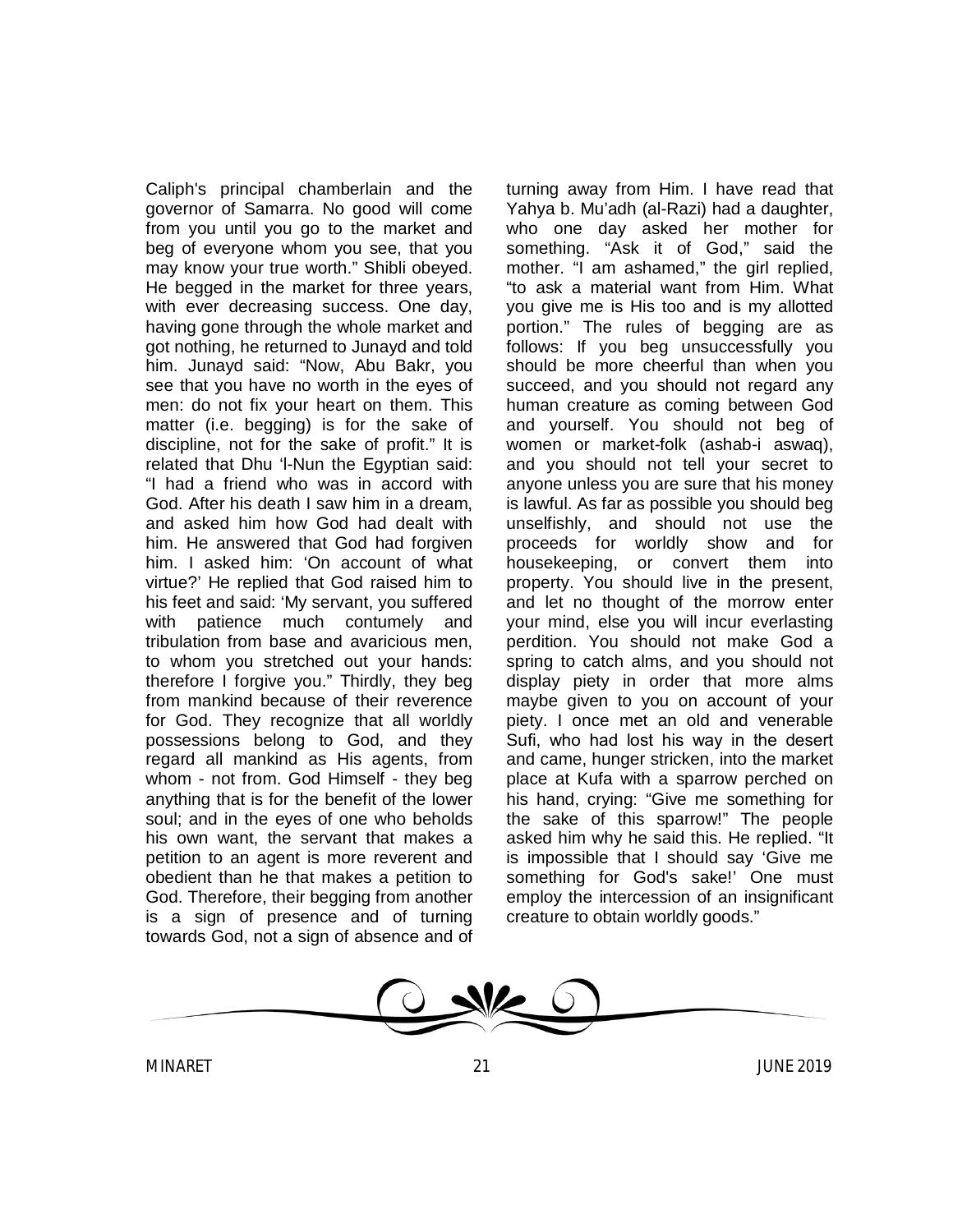Caliph's principal chamberlain and the governor of Samarra. No good will come from you until you go to the market and beg of everyone whom you see, that you may know your true worth." Shibli obeyed. He begged in the market for three years, with ever decreasing success. One day, having gone through the whole market and got nothing, he returned to Junayd and told him. Junayd said: "Now, Abu Bakr, you see that you have no worth in the eyes of men: do not fix your heart on them. This matter (i.e. begging) is for the sake of discipline, not for the sake of profit." It is related that Dhu 'l-Nun the Egyptian said: "I had a friend who was in accord with God. After his death I saw him in a dream, and asked him how God had dealt with him. He answered that God had forgiven him. I asked him: 'On account of what virtue?' He replied that God raised him to his feet and said: 'My servant, you suffered with patience much contumely and tribulation from base and avaricious men, to whom you stretched out your hands: therefore I forgive you." Thirdly, they beg from mankind because of their reverence for God. They recognize that all worldly possessions belong to God, and they regard all mankind as His agents, from whom - not from. God Himself - they beg anything that is for the benefit of the lower soul; and in the eyes of one who beholds his own want, the servant that makes a petition to an agent is more reverent and obedient than he that makes a petition to God. Therefore, their begging from another is a sign of presence and of turning towards God, not a sign of absence and of turning away from Him. I have read that Yahya b. Mu'adh (al-Razi) had a daughter, who one day asked her mother for something. "Ask it of God," said the mother. "I am ashamed," the girl replied, "to ask a material want from Him. What you give me is His too and is my allotted portion." The rules of begging are as follows: If you beg unsuccessfully you should be more cheerful than when you succeed, and you should not regard any human creature as coming between God and yourself. You should not beg of women or market-folk (ashab-i aswaq), and you should not tell your secret to anyone unless you are sure that his money is lawful. As far as possible you should beg unselfishly, and should not use the proceeds for worldly show and for housekeeping, or convert them into property. You should live in the present, and let no thought of the morrow enter your mind, else you will incur everlasting perdition. You should not make God a spring to catch alms, and you should not display piety in order that more alms maybe given to you on account of your piety. I once met an old and venerable Sufi, who had lost his way in the desert and came, hunger stricken, into the market place at Kufa with a sparrow perched on his hand, crying: "Give me something for the sake of this sparrow!" The people asked him why he said this. He replied. "It is impossible that I should say 'Give me something for God's sake!' One must employ the intercession of an insignificant creature to obtain worldly goods."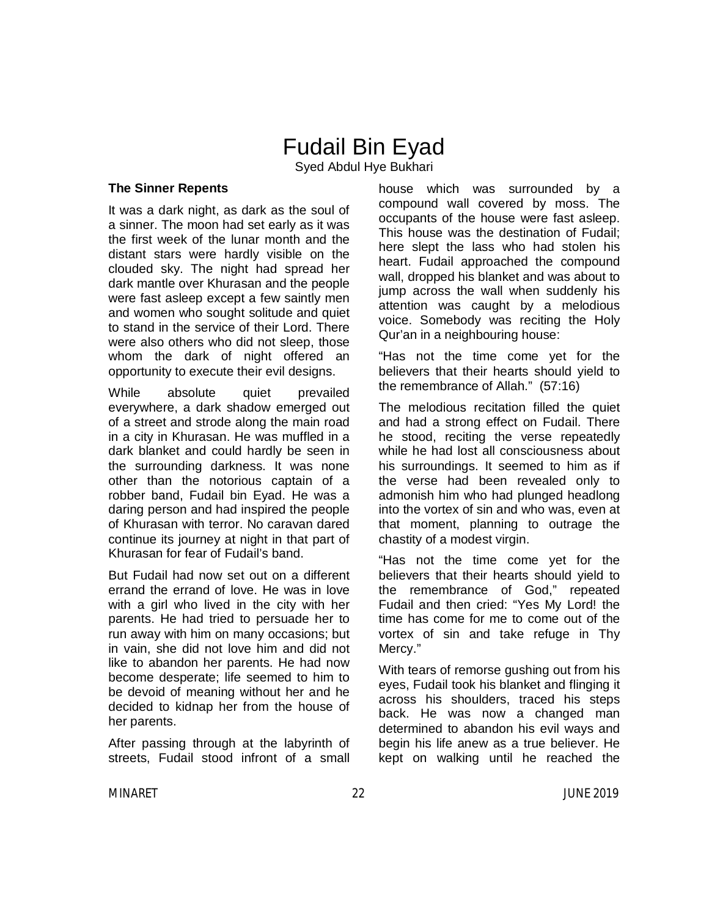# Fudail Bin Eyad

Syed Abdul Hye Bukhari

### The Sinner Repents

It was a dark night, as dark as the soul of a sinner. The moon had set early as it was the first week of the lunar month and the distant stars were hardly visible on the clouded sky. The night had spread her dark mantle over Khurasan and the people were fast asleep except a few saintly men and women who sought solitude and quiet to stand in the service of their Lord. There were also others who did not sleep, those whom the dark of night offered an opportunity to execute their evil designs.

While absolute quiet prevailed everywhere, a dark shadow emerged out of a street and strode along the main road in a city in Khurasan. He was muffled in a dark blanket and could hardly be seen in the surrounding darkness. It was none other than the notorious captain of a robber band, Fudail bin Eyad. He was a daring person and had inspired the people of Khurasan with terror. No caravan dared continue its journey at night in that part of Khurasan for fear of Fudail's band.

But Fudail had now set out on a different errand the errand of love. He was in love with a girl who lived in the city with her parents. He had tried to persuade her to run away with him on many occasions; but in vain, she did not love him and did not like to abandon her parents. He had now become desperate; life seemed to him to be devoid of meaning without her and he decided to kidnap her from the house of her parents.

After passing through at the labyrinth of streets, Fudail stood infront of a small house which was surrounded by a compound wall covered by moss. The occupants of the house were fast asleep. This house was the destination of Fudail; here slept the lass who had stolen his heart. Fudail approached the compound wall, dropped his blanket and was about to jump across the wall when suddenly his attention was caught by a melodious voice. Somebody was reciting the Holy Qur'an in a neighbouring house:

"Has not the time come yet for the believers that their hearts should yield to the remembrance of Allah." (57:16)

The melodious recitation filled the quiet and had a strong effect on Fudail. There he stood, reciting the verse repeatedly while he had lost all consciousness about his surroundings. It seemed to him as if the verse had been revealed only to admonish him who had plunged headlong into the vortex of sin and who was, even at that moment, planning to outrage the chastity of a modest virgin.

"Has not the time come yet for the believers that their hearts should yield to the remembrance of God," repeated Fudail and then cried: "Yes My Lord! the time has come for me to come out of the vortex of sin and take refuge in Thy Mercy."

With tears of remorse gushing out from his eyes, Fudail took his blanket and flinging it across his shoulders, traced his steps back. He was now a changed man determined to abandon his evil ways and begin his life anew as a true believer. He kept on walking until he reached the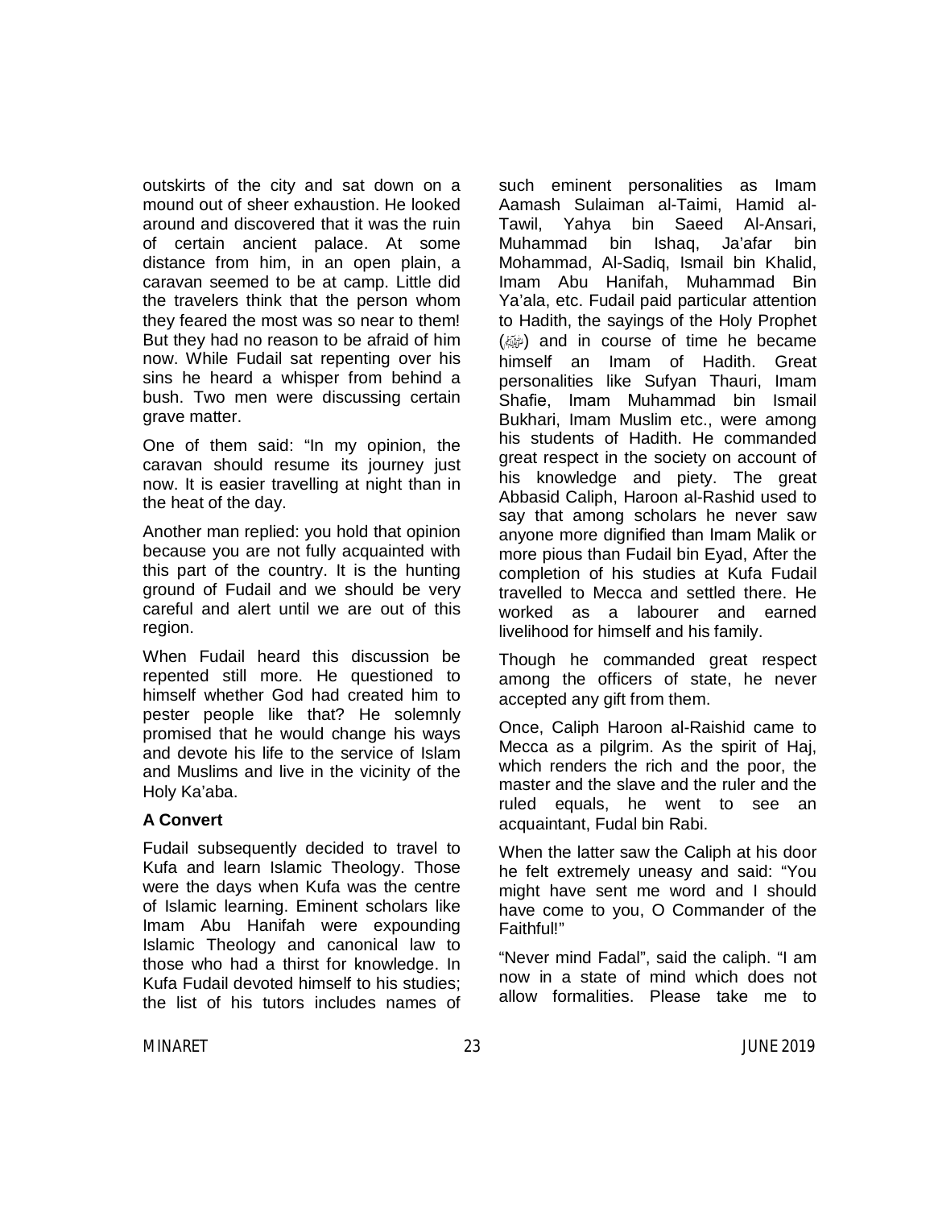outskirts of the city and sat down on a mound out of sheer exhaustion. He looked around and discovered that it was the ruin of certain ancient palace. At some distance from him, in an open plain, a caravan seemed to be at camp. Little did the travelers think that the person whom they feared the most was so near to them! But they had no reason to be afraid of him now. While Fudail sat repenting over his sins he heard a whisper from behind a bush. Two men were discussing certain grave matter.

One of them said: "In my opinion, the caravan should resume its journey just now. It is easier travelling at night than in the heat of the day.

Another man replied: you hold that opinion because you are not fully acquainted with this part of the country. It is the hunting ground of Fudail and we should be very careful and alert until we are out of this region.

When Fudail heard this discussion be repented still more. He questioned to himself whether God had created him to pester people like that? He solemnly promised that he would change his ways and devote his life to the service of Islam and Muslims and live in the vicinity of the Holy Ka'aba.

**A Convert**

Fudail subsequently decided to travel to Kufa and learn Islamic Theology. Those were the days when Kufa was the centre of Islamic learning. Eminent scholars like Imam Abu Hanifah were expounding Islamic Theology and canonical law to those who had a thirst for knowledge. In Kufa Fudail devoted himself to his studies; the list of his tutors includes names of such eminent personalities as Imam Aamash Sulaiman al-Taimi, Hamid al-Tawil, Yahya bin Saeed Al-Ansari, Muhammad bin Ishaq, Ja'afar bin Mohammad, Al-Sadiq, Ismail bin Khalid, Imam Abu Hanifah, Muhammad Bin Ya'ala, etc. Fudail paid particular attention to Hadith, the sayings of the Holy Prophet (ﷺ) and in course of time he became himself an Imam of Hadith. Great personalities like Sufyan Thauri, Imam Shafie, Imam Muhammad bin Ismail Bukhari, Imam Muslim etc., were among his students of Hadith. He commanded great respect in the society on account of his knowledge and piety. The great Abbasid Caliph, Haroon al-Rashid used to say that among scholars he never saw anyone more dignified than Imam Malik or more pious than Fudail bin Eyad, After the completion of his studies at Kufa Fudail travelled to Mecca and settled there. He worked as a labourer and earned livelihood for himself and his family.

Though he commanded great respect among the officers of state, he never accepted any gift from them.

Once, Caliph Haroon al-Raishid came to Mecca as a pilgrim. As the spirit of Haj, which renders the rich and the poor, the master and the slave and the ruler and the ruled equals, he went to see an acquaintant, Fudal bin Rabi.

When the latter saw the Caliph at his door he felt extremely uneasy and said: "You might have sent me word and I should have come to you, O Commander of the Faithful!"

"Never mind Fadal", said the caliph. "I am now in a state of mind which does not allow formalities. Please take me to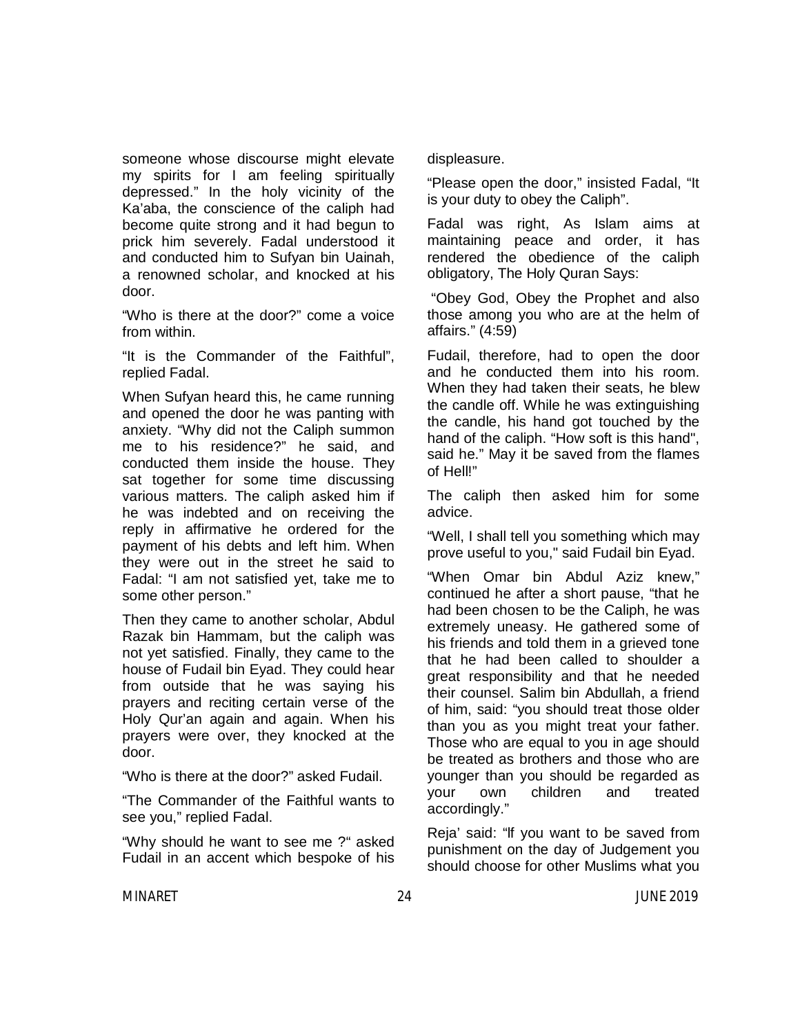someone whose discourse might elevate my spirits for I am feeling spiritually depressed." In the holy vicinity of the Ka'aba, the conscience of the caliph had become quite strong and it had begun to prick him severely. Fadal understood it and conducted him to Sufyan bin Uainah, a renowned scholar, and knocked at his door.

"Who is there at the door?" come a voice from within.

"It is the Commander of the Faithful", replied Fadal.

When Sufyan heard this, he came running and opened the door he was panting with anxiety. "Why did not the Caliph summon me to his residence?" he said, and conducted them inside the house. They sat together for some time discussing various matters. The caliph asked him if he was indebted and on receiving the reply in affirmative he ordered for the payment of his debts and left him. When they were out in the street he said to Fadal: "I am not satisfied yet, take me to some other person."

Then they came to another scholar, Abdul Razak bin Hammam, but the caliph was not yet satisfied. Finally, they came to the house of Fudail bin Eyad. They could hear from outside that he was saying his prayers and reciting certain verse of the Holy Qur'an again and again. When his prayers were over, they knocked at the door.

"Who is there at the door?" asked Fudail.

"The Commander of the Faithful wants to see you," replied Fadal.

"Why should he want to see me ?" asked Fudail in an accent which bespoke of his displeasure.

"Please open the door," insisted Fadal, "It is your duty to obey the Caliph".

Fadal was right, As Islam aims at maintaining peace and order, it has rendered the obedience of the caliph obligatory, The Holy Quran Says:

"Obey God, Obey the Prophet and also those among you who are at the helm of affairs." (4:59)

Fudail, therefore, had to open the door and he conducted them into his room. When they had taken their seats, he blew the candle off. While he was extinguishing the candle, his hand got touched by the hand of the caliph. "How soft is this hand", said he." May it be saved from the flames of Hell!"

The caliph then asked him for some advice.

"Well, I shall tell you something which may prove useful to you," said Fudail bin Eyad.

"When Omar bin Abdul Aziz knew," continued he after a short pause, "that he had been chosen to be the Caliph, he was extremely uneasy. He gathered some of his friends and told them in a grieved tone that he had been called to shoulder a great responsibility and that he needed their counsel. Salim bin Abdullah, a friend of him, said: "you should treat those older than you as you might treat your father. Those who are equal to you in age should be treated as brothers and those who are younger than you should be regarded as your own children and treated accordingly."

Reja' said: "If you want to be saved from punishment on the day of Judgement you should choose for other Muslims what you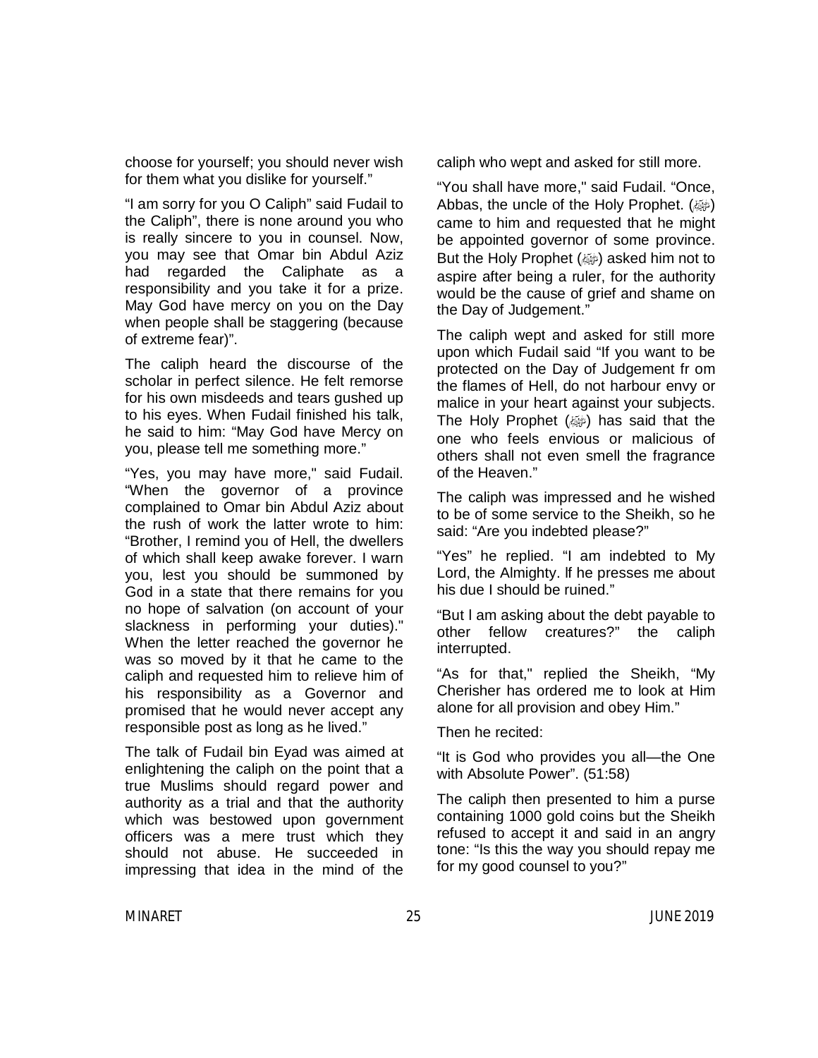choose for yourself; you should never wish for them what you dislike for yourself."

"I am sorry for you O Caliph" said Fudail to the Caliph", there is none around you who is really sincere to you in counsel. Now, you may see that Omar bin Abdul Aziz had regarded the Caliphate as a responsibility and you take it for a prize. May God have mercy on you on the Day when people shall be staggering (because of extreme fear)".

The caliph heard the discourse of the scholar in perfect silence. He felt remorse for his own misdeeds and tears gushed up to his eyes. When Fudail finished his talk, he said to him: "May God have Mercy on you, please tell me something more."

"Yes, you may have more," said Fudail. "When the governor of a province complained to Omar bin Abdul Aziz about the rush of work the latter wrote to him: "Brother, I remind you of Hell, the dwellers of which shall keep awake forever. I warn you, lest you should be summoned by God in a state that there remains for you no hope of salvation (on account of your slackness in performing your duties)." When the letter reached the governor he was so moved by it that he came to the caliph and requested him to relieve him of his responsibility as a Governor and promised that he would never accept any responsible post as long as he lived."

The talk of Fudail bin Eyad was aimed at enlightening the caliph on the point that a true Muslims should regard power and authority as a trial and that the authority which was bestowed upon government officers was a mere trust which they should not abuse. He succeeded in impressing that idea in the mind of the caliph who wept and asked for still more.

"You shall have more," said Fudail. "Once, Abbas, the uncle of the Holy Prophet. (ﷺ) came to him and requested that he might be appointed governor of some province. But the Holy Prophet (ﷺ) asked him not to aspire after being a ruler, for the authority would be the cause of grief and shame on the Day of Judgement."

The caliph wept and asked for still more upon which Fudail said "If you want to be protected on the Day of Judgement fr om the flames of Hell, do not harbour envy or malice in your heart against your subjects. The Holy Prophet (ﷺ) has said that the one who feels envious or malicious of others shall not even smell the fragrance of the Heaven."

The caliph was impressed and he wished to be of some service to the Sheikh, so he said: "Are you indebted please?"

"Yes" he replied. "I am indebted to My Lord, the Almighty. lf he presses me about his due I should be ruined."

"But I am asking about the debt payable to other fellow creatures?" the caliph interrupted.

"As for that," replied the Sheikh, "My Cherisher has ordered me to look at Him alone for all provision and obey Him."

Then he recited:

"It is God who provides you all—the One with Absolute Power". (51:58)

The caliph then presented to him a purse containing 1000 gold coins but the Sheikh refused to accept it and said in an angry tone: "Is this the way you should repay me for my good counsel to you?"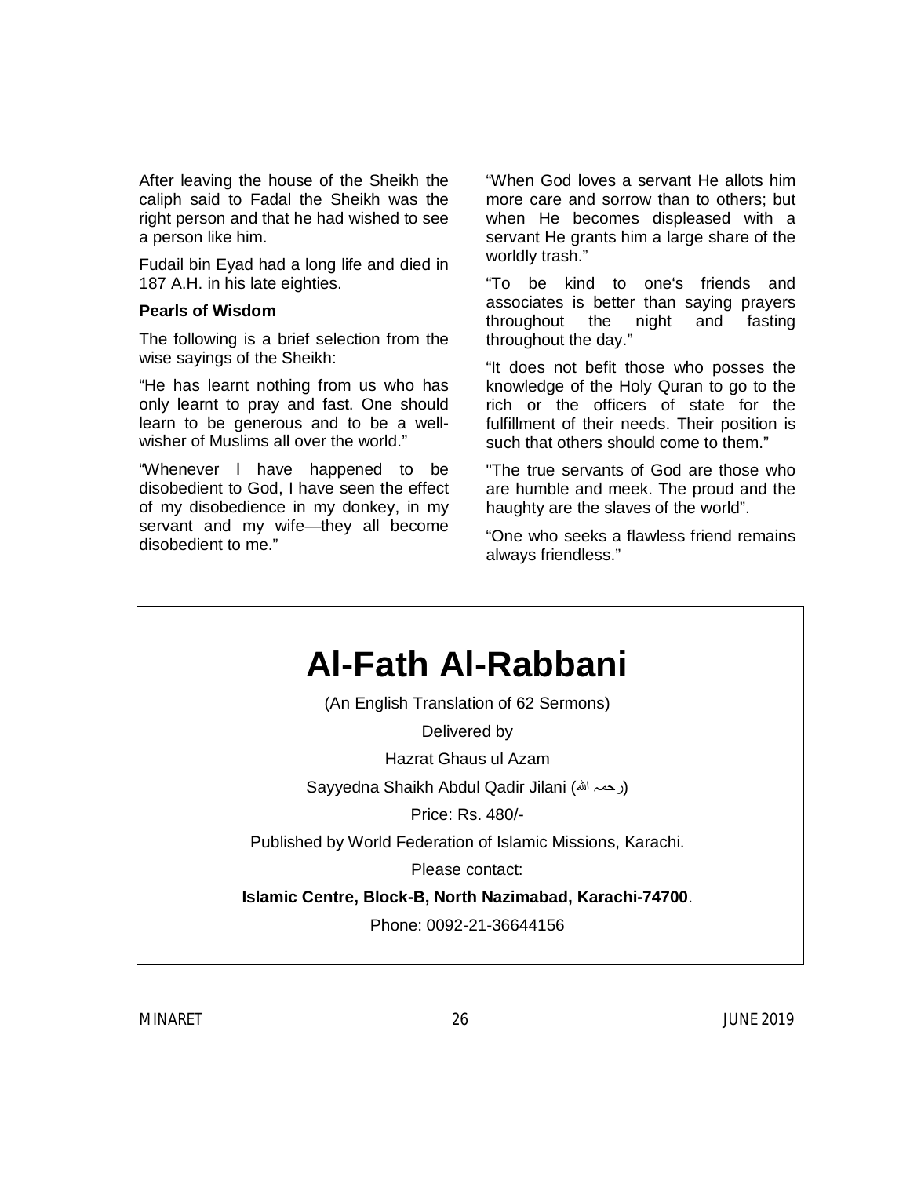After leaving the house of the Sheikh the caliph said to Fadal the Sheikh was the right person and that he had wished to see a person like him.

Fudail bin Eyad had a long life and died in 187 A.H. in his late eighties.

**Pearls of Wisdom**

The following is a brief selection from the wise sayings of the Sheikh:

"He has learnt nothing from us who has only learnt to pray and fast. One should learn to be generous and to be a well-wisher of Muslims all over the world."

"Whenever I have happened to be disobedient to God, I have seen the effect of my disobedience in my donkey, in my servant and my wife—they all become disobedient to me."

"When God loves a servant He allots him more care and sorrow than to others; but when He becomes displeased with a servant He grants him a large share of the worldly trash."

"To be kind to one's friends and associates is better than saying prayers throughout the night and fasting throughout the day."

"It does not befit those who posses the knowledge of the Holy Quran to go to the rich or the officers of state for the fulfillment of their needs. Their position is such that others should come to them."

"The true servants of God are those who are humble and meek. The proud and the haughty are the slaves of the world".

"One who seeks a flawless friend remains always friendless."

# Al-Fath Al-Rabbani

(An English Translation of 62 Sermons)

Delivered by

Hazrat Ghaus ul Azam

Sayyedna Shaikh Abdul Qadir Jilani (رحمہ اللہ)

Price: Rs. 480/-

Published by World Federation of Islamic Missions, Karachi.

Please contact:

**Islamic Centre, Block-B, North Nazimabad, Karachi-74700**.

Phone: 0092-21-36644156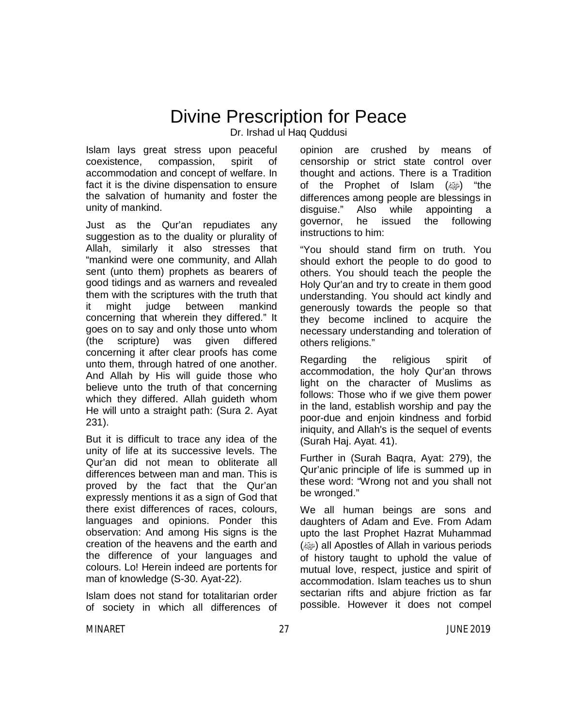# Divine Prescription for Peace

Dr. Irshad ul Haq Quddusi

Islam lays great stress upon peaceful coexistence, compassion, spirit of accommodation and concept of welfare. In fact it is the divine dispensation to ensure the salvation of humanity and foster the unity of mankind.

Just as the Qur'an repudiates any suggestion as to the duality or plurality of Allah, similarly it also stresses that "mankind were one community, and Allah sent (unto them) prophets as bearers of good tidings and as warners and revealed them with the scriptures with the truth that it might judge between mankind concerning that wherein they differed." It goes on to say and only those unto whom (the scripture) was given differed concerning it after clear proofs has come unto them, through hatred of one another. And Allah by His will guide those who believe unto the truth of that concerning which they differed. Allah guideth whom He will unto a straight path: (Sura 2. Ayat 231).

But it is difficult to trace any idea of the unity of life at its successive levels. The Qur'an did not mean to obliterate all differences between man and man. This is proved by the fact that the Qur'an expressly mentions it as a sign of God that there exist differences of races, colours, languages and opinions. Ponder this observation: And among His signs is the creation of the heavens and the earth and the difference of your languages and colours. Lo! Herein indeed are portents for man of knowledge (S-30. Ayat-22).

Islam does not stand for totalitarian order of society in which all differences of opinion are crushed by means of censorship or strict state control over thought and actions. There is a Tradition of the Prophet of Islam (ﷺ) "the differences among people are blessings in disguise." Also while appointing a governor, he issued the following instructions to him:

"You should stand firm on truth. You should exhort the people to do good to others. You should teach the people the Holy Qur'an and try to create in them good understanding. You should act kindly and generously towards the people so that they become inclined to acquire the necessary understanding and toleration of others religions."

Regarding the religious spirit of accommodation, the holy Qur'an throws light on the character of Muslims as follows: Those who if we give them power in the land, establish worship and pay the poor-due and enjoin kindness and forbid iniquity, and Allah's is the sequel of events (Surah Haj. Ayat. 41).

Further in (Surah Baqra, Ayat: 279), the Qur'anic principle of life is summed up in these word: "Wrong not and you shall not be wronged."

We all human beings are sons and daughters of Adam and Eve. From Adam upto the last Prophet Hazrat Muhammad (ﷺ) all Apostles of Allah in various periods of history taught to uphold the value of mutual love, respect, justice and spirit of accommodation. Islam teaches us to shun sectarian rifts and abjure friction as far possible. However it does not compel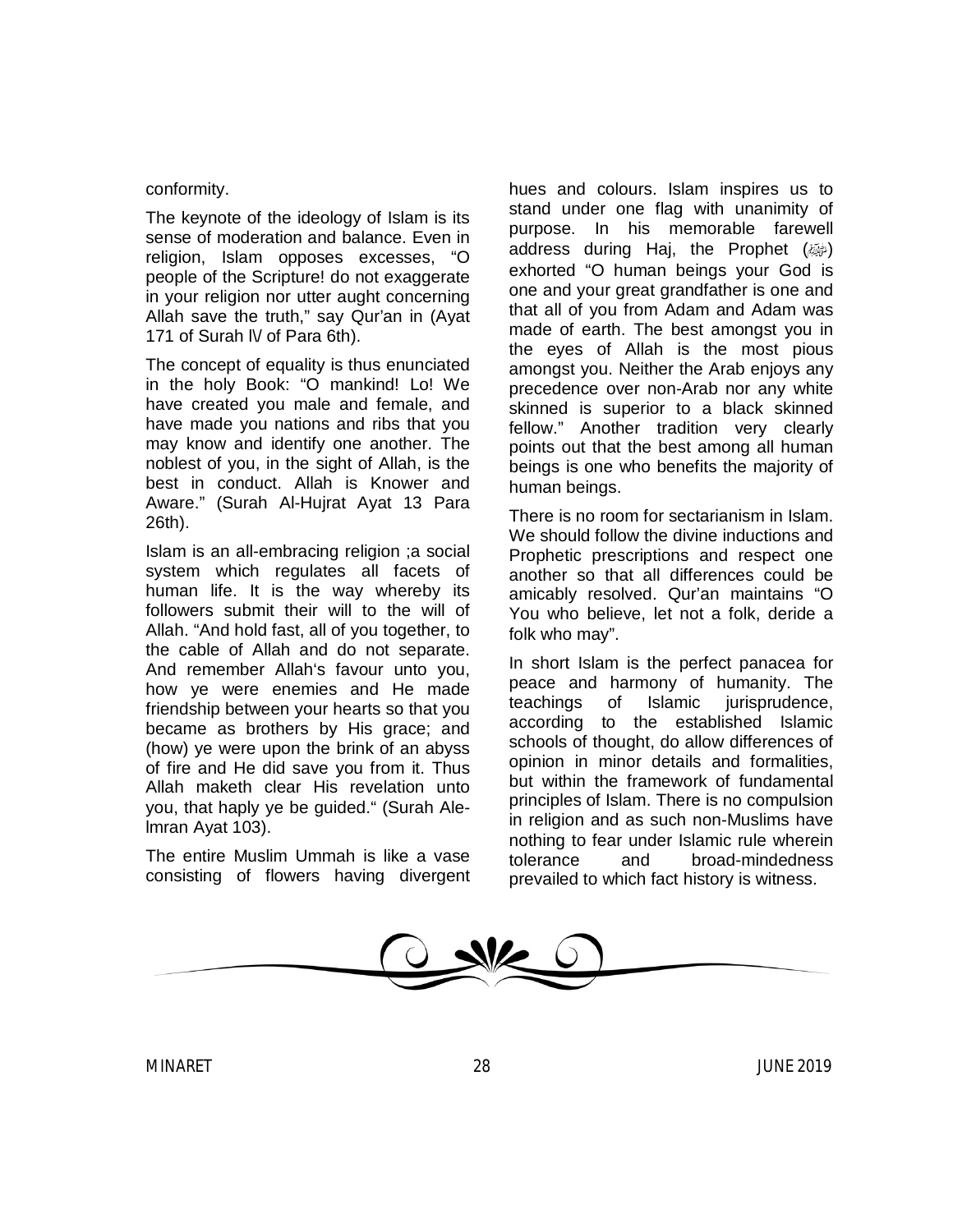conformity.

The keynote of the ideology of Islam is its sense of moderation and balance. Even in religion, Islam opposes excesses, "O people of the Scripture! do not exaggerate in your religion nor utter aught concerning Allah save the truth," say Qur'an in (Ayat 171 of Surah IV of Para 6th).

The concept of equality is thus enunciated in the holy Book: "O mankind! Lo! We have created you male and female, and have made you nations and ribs that you may know and identify one another. The noblest of you, in the sight of Allah, is the best in conduct. Allah is Knower and Aware." (Surah Al-Hujrat Ayat 13 Para 26th).

Islam is an all-embracing religion ;a social system which regulates all facets of human life. It is the way whereby its followers submit their will to the will of Allah. "And hold fast, all of you together, to the cable of Allah and do not separate. And remember Allah's favour unto you, how ye were enemies and He made friendship between your hearts so that you became as brothers by His grace; and (how) ye were upon the brink of an abyss of fire and He did save you from it. Thus Allah maketh clear His revelation unto you, that haply ye be guided." (Surah Ale-lmran Ayat 103).

The entire Muslim Ummah is like a vase consisting of flowers having divergent hues and colours. Islam inspires us to stand under one flag with unanimity of purpose. In his memorable farewell address during Haj, the Prophet (ﷺ) exhorted "O human beings your God is one and your great grandfather is one and that all of you from Adam and Adam was made of earth. The best amongst you in the eyes of Allah is the most pious amongst you. Neither the Arab enjoys any precedence over non-Arab nor any white skinned is superior to a black skinned fellow." Another tradition very clearly points out that the best among all human beings is one who benefits the majority of human beings.

There is no room for sectarianism in Islam. We should follow the divine inductions and Prophetic prescriptions and respect one another so that all differences could be amicably resolved. Qur'an maintains "O You who believe, let not a folk, deride a folk who may".

In short Islam is the perfect panacea for peace and harmony of humanity. The teachings of Islamic jurisprudence, according to the established Islamic schools of thought, do allow differences of opinion in minor details and formalities, but within the framework of fundamental principles of Islam. There is no compulsion in religion and as such non-Muslims have nothing to fear under Islamic rule wherein tolerance and broad-mindedness prevailed to which fact history is witness.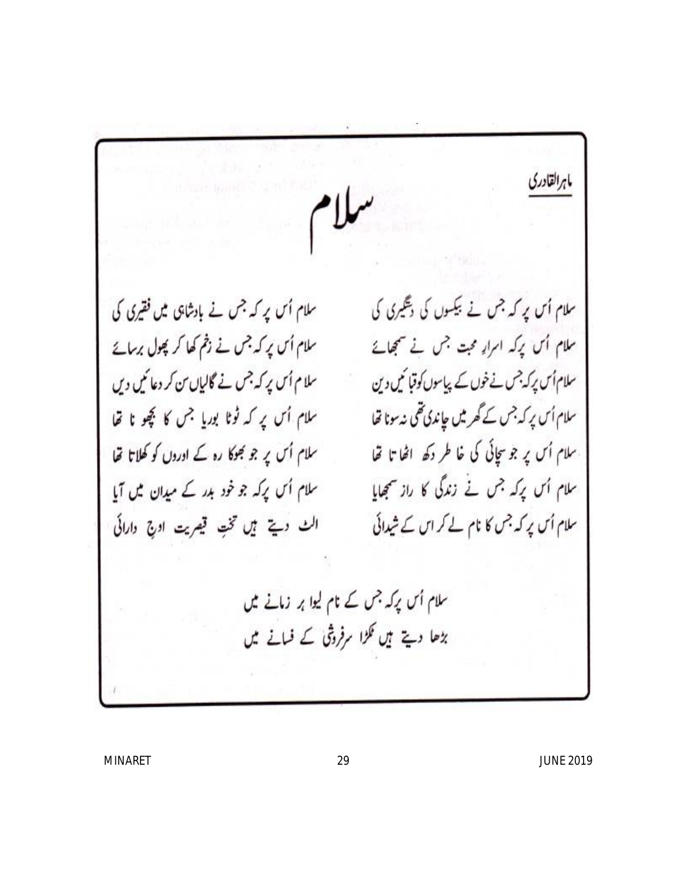ماہرالقادری

# سلام

سلام اُس پر کہ جس نے بیکسوں کی دستگیری کی
سلام اُس پر کہ جس نے بادشاہی میں فقیری کی

سلام اُس پر کہ اسرارِ محبت جس نے سمجھائے
سلام اُس پر کہ جس نے زخم کھا کر پھول برسائے

سلام اُس پر کہ جس نے خوں کے پیاسوں کو قبائیں دیں
سلام اُس پر کہ جس نے گالیاں سن کر دعائیں دیں

سلام اُس پر کہ جس کے گھر میں چاندی تھی نہ سونا تھا
سلام اُس پر کہ ٹوٹا بوریا جس کا بچھونا تھا

سلام اُس پر جو سچائی کی خاطر دکھ اٹھاتا تھا
سلام اُس پر جو بھوکا رہ کے اوروں کو کھلاتا تھا

سلام اُس پر کہ جس نے زندگی کا راز سمجھایا
سلام اُس پر کہ جو خود بدر کے میدان میں آیا

سلام اُس پر کہ جس کا نام لے کر اس کے شیدائی
الٹ دیتے ہیں تختِ قیصریت اوجِ دارائی

سلام اُس پر کہ جس کے نام لیوا ہر زمانے میں
بڑھا دیتے ہیں ٹکڑا سرفروشی کے فسانے میں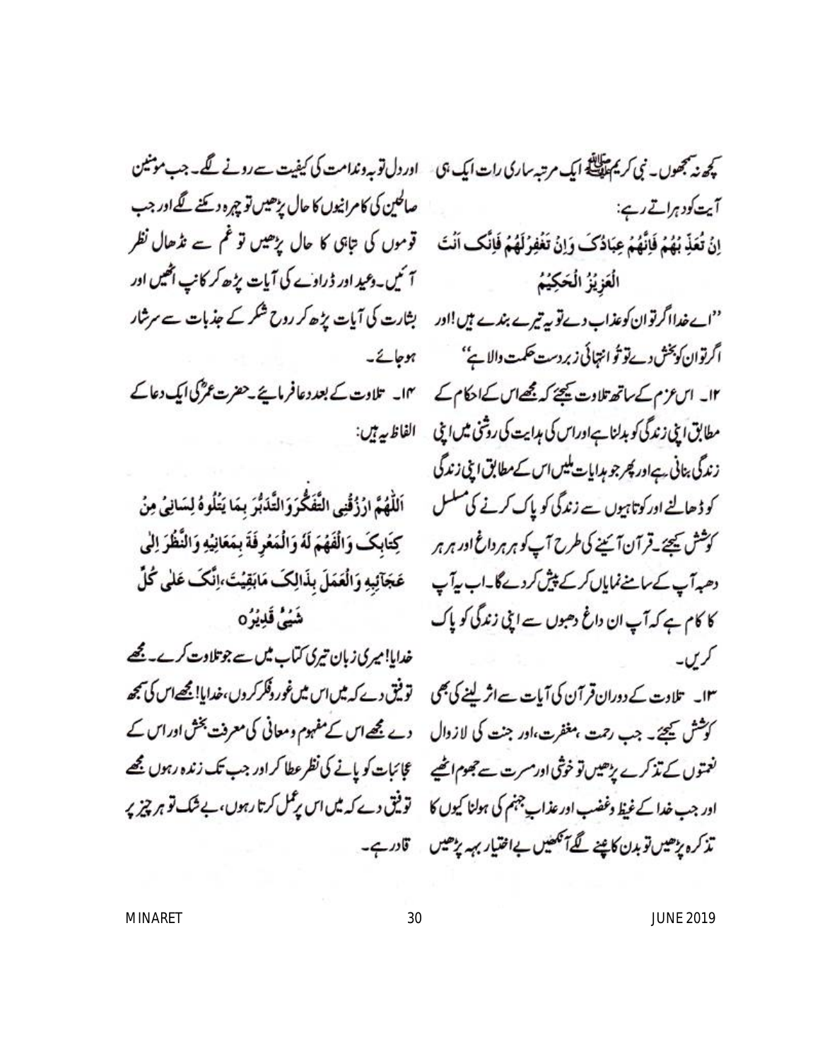کچھ نہ سمجھوں۔ نبی کریم ﷺ ایک مرتبہ ساری رات ایک ہی آیت کو دہراتے رہے:

اِنْ تُعَذِّبْهُمْ فَاِنَّهُمْ عِبَادُکَ وَاِنْ تَغْفِرْ لَهُمْ فَاِنَّکَ اَنْتَ الْعَزِيْزُ الْحَکِيْمُ

''اے خدا اگر تو ان کو عذاب دے تو یہ تیرے بندے ہیں! اور اگر تو ان کو بخش دے تو تُو انتہائی زبردست حکمت والا ہے''

۱۲۔ اس عزم کے ساتھ تلاوت کیجئے کہ مجھے اس کے احکام کے مطابق اپنی زندگی کو بدلنا ہے اور اس کی ہدایت کی روشنی میں اپنی زندگی بنانی ہے اور پھر جو ہدایات ملیں اس کے مطابق اپنی زندگی کو ڈھالئے اور کوتاہیوں سے زندگی کو پاک کرنے کی مسلسل کوشش کیجئے۔ قرآن آئینے کی طرح آپ کو ہر ہر داغ اور ہر ہر دھبہ آپ کے سامنے نمایاں کر کے پیش کر دے گا۔ اب یہ آپ کا کام ہے کہ آپ ان داغ دھبوں سے اپنی زندگی کو پاک کریں۔

۱۳۔ تلاوت کے دوران قرآن کی آیات سے اثر لینے کی بھی کوشش کیجئے۔ جب رحمت، مغفرت، اور جنت کی لازوال نعمتوں کے تذکرے پڑھیں تو خوشی اور مسرت سے جھوم اٹھیے اور جب خدا کے غیظ و غضب اور عذابِ جہنم کی ہولناکیوں کا تذکرہ پڑھیں تو بدن کانپنے لگے آنکھیں بے اختیار بہہ پڑھیں اور دل توبہ و ندامت کی کیفیت سے رونے لگے۔ جب مومنین صالحین کی کامرانیوں کا حال پڑھیں تو چہرہ دمکنے لگے اور جب قوموں کی تباہی کا حال پڑھیں تو غم سے نڈھال نظر آئیں۔ وعید اور ڈراوے کی آیات پڑھ کر کانپ اٹھیں اور بشارت کی آیات پڑھ کر روح شکر کے جذبات سے سرشار ہو جائے۔

۱۴۔ تلاوت کے بعد دعا فرمایئے۔ حضرت عمرؓ کی ایک دعا کے الفاظ یہ ہیں:

اَللّٰهُمَّ ارْزُقْنِي التَّفَکُّرَ وَالتَّدَبُّرَ بِمَا يَتْلُوْهُ لِسَانِيْ مِنْ کِتَابِکَ وَالْفَهْمَ لَهٗ وَالْمَعْرِفَةَ بِمَعَانِيْهِ وَالنَّظْرَ اِلٰی عَجَآئِبِهٖ وَالْعَمَلَ بِذٰلِکَ مَابَقِيْتُ، اِنَّکَ عَلٰی کُلِّ شَيْئٍ قَدِيْرٌ ۝

خدایا! میری زبان تیری کتاب میں سے جو تلاوت کرے۔ مجھے توفیق دے کہ میں اس میں غور و فکر کروں، خدایا! مجھے اس کی سمجھ دے مجھے اس کے مفہوم و معانی کی معرفت بخش اور اس کے عجائبات کو پانے کی نظر عطا کر اور جب تک زندہ رہوں مجھے توفیق دے کہ میں اس پر عمل کرتا رہوں، بے شک تو ہر چیز پر قادر ہے۔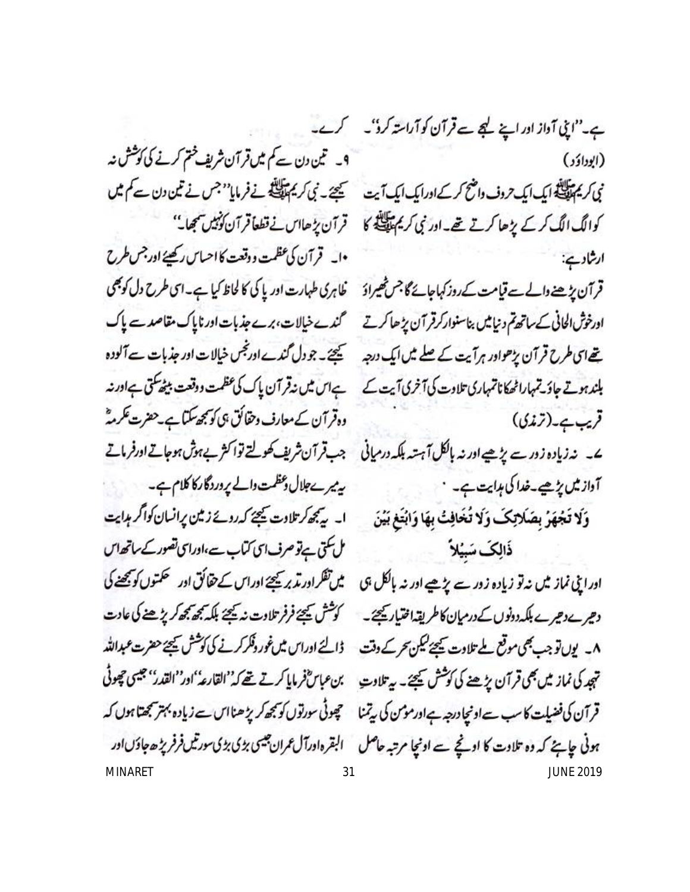ہے۔ "اپنی آواز اور اپنے لہجے سے قرآن کو آراستہ کرو"۔ (ابوداؤد)

نبی کریم ﷺ ایک ایک حروف واضح کر کے اور ایک ایک آیت کو الگ الگ کر کے پڑھا کرتے تھے۔ اور نبی کریم ﷺ کا ارشاد ہے:

قرآن پڑھنے والے سے قیامت کے روز کہا جائے گا جس ٹھہراؤ اور خوش الحانی کے ساتھ تم دنیا میں بنا سنوار کر قرآن پڑھا کرتے تھے اسی طرح قرآن پڑھو اور ہر آیت کے صلے میں ایک درجہ بلند ہوتے جاؤ۔ تمہارا ٹھکانا تمہاری تلاوت کی آخری آیت کے قریب ہے۔ (ترمذی)

۷۔ نہ زیادہ زور سے پڑھیے اور نہ بالکل آہستہ بلکہ درمیانی آواز میں پڑھیے۔ خدا کی ہدایت ہے۔

وَلَا تَجْهَرْ بِصَلَاتِكَ وَلَا تُخَافِتْ بِهَا وَابْتَغِ بَيْنَ ذَالِكَ سَبِيلاً

اور اپنی نماز میں نہ تو زیادہ زور سے پڑھیے اور نہ بالکل ہی دھیرے دھیرے بلکہ دونوں کے درمیان کا طریقہ اختیار کیجئے۔

۸۔ یوں تو جب بھی موقع ملے تلاوت کیجئے لیکن سحر کے وقت تہجد کی نماز میں بھی قرآن پڑھنے کی کوشش کیجئے۔ یہ تلاوتِ قرآن کی فضیلت کا سب سے اونچا درجہ ہے اور مومن کی یہ تمنا ہونی چاہئے کہ وہ تلاوت کا اونچے سے اونچا مرتبہ حاصل کرے۔

۹۔ تین دن سے کم میں قرآن شریف ختم کرنے کی کوشش نہ کیجئے۔ نبی کریم ﷺ نے فرمایا "جس نے تین دن سے کم میں قرآن پڑھا اس نے قطعاً قرآن کو نہیں سمجھا۔"

۱۰۔ قرآن کی عظمت و وقعت کا احساس رکھیئے اور جس طرح ظاہری طہارت اور پاکی کا لحاظ کیا ہے۔ اسی طرح دل کو بھی گندے خیالات، برے جذبات اور ناپاک مقاصد سے پاک کیجئے۔ جو دل گندے اور نجس خیالات اور جذبات سے آلودہ ہے اس میں نہ قرآن پاک کی عظمت و وقعت بیٹھ سکتی ہے اور نہ وہ قرآن کے معارف و حقائق ہی کو سمجھ سکتا ہے۔ حضرت عکرمہؓ جب قرآن شریف کھولتے تو اکثر بے ہوش ہو جاتے اور فرماتے یہ میرے جلال و عظمت والے پروردگار کا کلام ہے۔

۱۱۔ یہ سمجھ کر تلاوت کیجئے کہ روئے زمین پر انسان کو اگر ہدایت مل سکتی ہے تو صرف اسی کتاب سے، اور اسی تصور کے ساتھ اس میں تفکر اور تدبر کیجئے اور اس کے حقائق اور حکمتوں کو سمجھنے کی کوشش کیجئے فرفر تلاوت نہ کیجئے بلکہ سمجھ سمجھ کر پڑھنے کی عادت ڈالئے اور اس میں غور و فکر کرنے کی کوشش کیجئے حضرت عبداللہ بن عباسؓ فرمایا کرتے تھے کہ "القارعہ" اور "القدر" جیسی چھوٹی چھوٹی سورتوں کو سمجھ کر پڑھنا اس سے زیادہ بہتر سمجھتا ہوں کہ البقرہ اور آل عمران جیسی بڑی بڑی سورتیں فرفر پڑھ جاؤں اور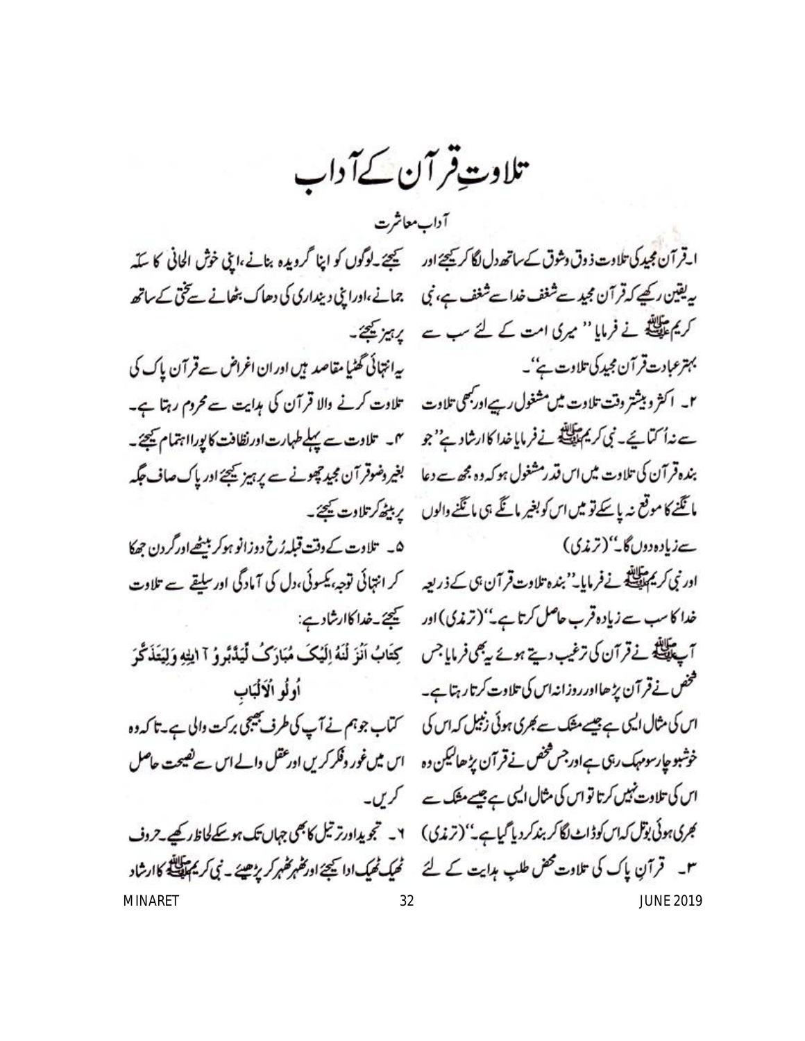# تلاوتِ قرآن کے آداب

## آدابِ معاشرت

۱۔ قرآن مجید کی تلاوت ذوق وشوق کے ساتھ دل لگا کر کیجئے اور یہ یقین رکھیے کہ قرآن مجید سے شغف خدا سے شغف ہے، نبی کریم ﷺ نے فرمایا "میری امت کے لئے سب سے بہتر عبادت قرآن مجید کی تلاوت ہے"۔

۲۔ اکثر وبیشتر وقت تلاوت میں مشغول رہیے اور کبھی تلاوت سے نہ اُکتائیے۔ نبی کریم ﷺ نے فرمایا خدا کا ارشاد ہے "جو بندہ قرآن کی تلاوت میں اس قدر مشغول ہو کہ وہ مجھ سے دعا مانگنے کا موقع نہ پا سکے تو میں اس کو بغیر مانگے ہی مانگنے والوں سے زیادہ دوں گا۔" (ترمذی)

اور نبی کریم ﷺ نے فرمایا۔ "بندہ تلاوت قرآن ہی کے ذریعہ خدا کا سب سے زیادہ قرب حاصل کرتا ہے۔" (ترمذی) اور آپ ﷺ نے قرآن کی ترغیب دیتے ہوئے یہ بھی فرمایا جس شخص نے قرآن پڑھا اور روزانہ اس کی تلاوت کرتا رہتا ہے۔ اس کی مثال ایسی ہے جیسے مشک سے بھری ہوئی زنبیل کہ اس کی خوشبو چار سو مہک رہی ہے اور جس شخص نے قرآن پڑھا لیکن وہ اس کی تلاوت نہیں کرتا تو اس کی مثال ایسی ہے جیسے مشک سے بھری ہوئی بوتل کہ اس کو ڈاٹ لگا کر بند کر دیا گیا ہے۔" (ترمذی)

۳۔ قرآنِ پاک کی تلاوت محض طلبِ ہدایت کے لئے کیجئے۔ لوگوں کو اپنا گرویدہ بنانے، اپنی خوش الحانی کا سکّہ جمانے، اور اپنی دینداری کی دھاک بٹھانے سے سختی کے ساتھ پرہیز کیجئے۔

یہ انتہائی گھٹیا مقاصد ہیں اور ان اغراض سے قرآن پاک کی تلاوت کرنے والا قرآن کی ہدایت سے محروم رہتا ہے۔

۴۔ تلاوت سے پہلے طہارت اور نظافت کا پورا اہتمام کیجئے۔ بغیر وضو قرآن مجید چھونے سے پرہیز کیجئے اور پاک صاف جگہ پر بیٹھ کر تلاوت کیجئے۔

۵۔ تلاوت کے وقت قبلہ رُخ دوزانو ہو کر بیٹھیے اور گردن جھکا کر انتہائی توجہ، یکسوئی، دل کی آمادگی اور سلیقے سے تلاوت کیجئے۔ خدا کا ارشاد ہے:

كِتَابٌ اَنْزَلْنٰهُ اِلَيْكَ مُبٰرَكٌ لِّيَدَّبَّرُوْٓا اٰيٰتِهٖ وَلِيَتَذَكَّرَ اُولُو الْاَلْبَابِ

کتاب جو ہم نے آپ کی طرف بھیجی برکت والی ہے۔ تاکہ وہ اس میں غور وفکر کریں اور عقل والے اس سے نصیحت حاصل کریں۔

۶۔ تجوید اور ترتیل کا بھی جہاں تک ہو سکے لحاظ رکھیے۔ حروف ٹھیک ٹھیک ادا کیجئے اور ٹھہر ٹھہر کر پڑھیئے۔ نبی کریم ﷺ کا ارشاد